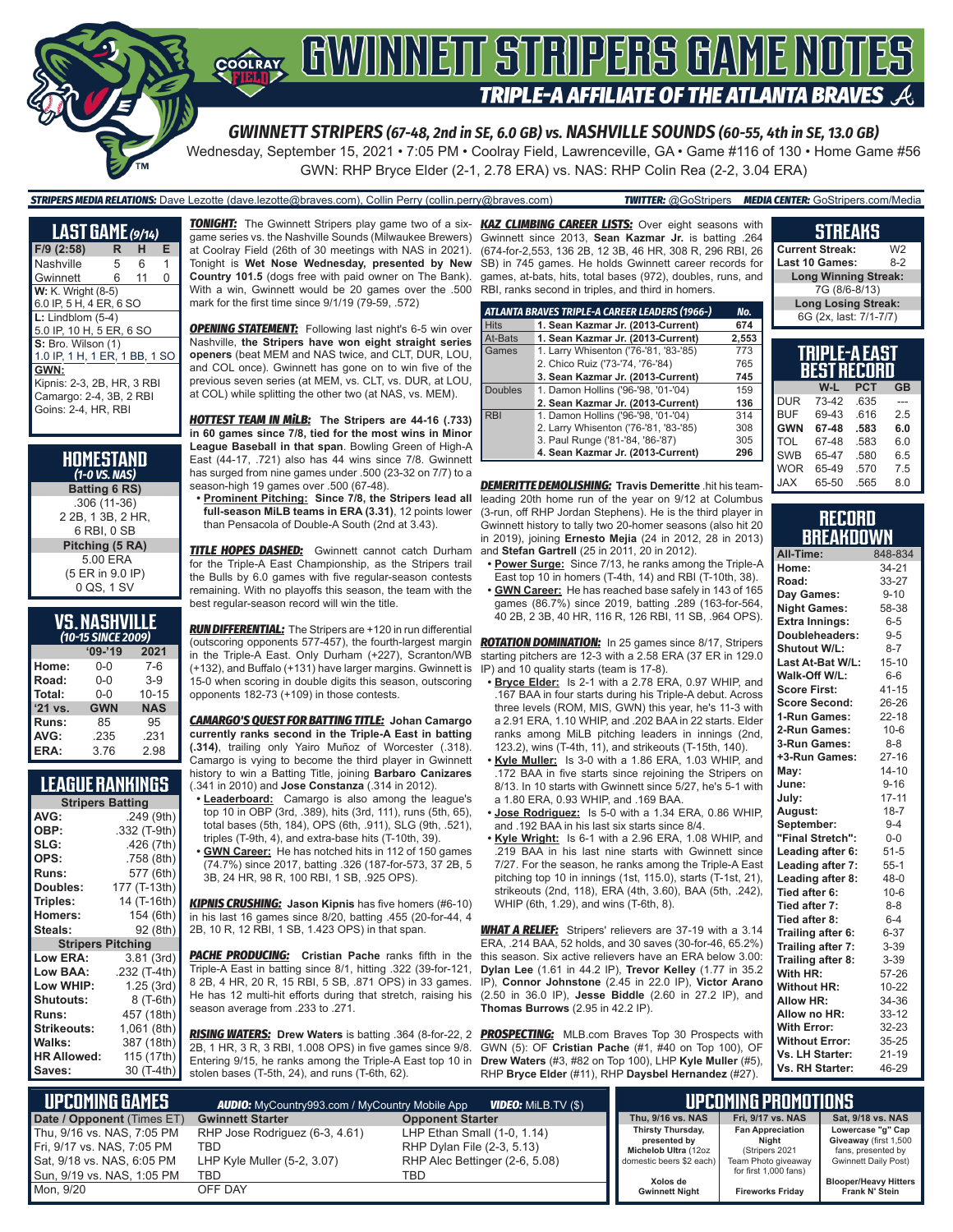# GWINNETT STRIPERS GAME NOTES

## TRIPLE-A AFFILIATE OF THE ATLANTA BRAVES

### GWINNETT STRIPERS (67-48, 2nd in SE, 6.0 GB) vs. NASHVILLE SOUNDS (60-55, 4th in SE, 13.0 GB)

Wednesday, September 15, 2021 • 7:05 PM • Coolray Field, Lawrenceville, GA • Game #116 of 130 • Home Game #56

GWN: RHP Bryce Elder (2-1, 2.78 ERA) vs. NAS: RHP Colin Rea (2-2, 3.04 ERA)

**STRIPERS MEDIA RELATIONS:** Dave Lezotte (dave.lezotte@braves.com), Collin Perry (collin.perry@braves.com) **TWITTER:** @GoStripers **MEDIA CENTER:** GoStripers.com/Media

## LAST GAME (9/14)

| F/9 (2:58) | R | H | E |
|---|---|---|---|
| Nashville | 5 | 6 | 1 |
| Gwinnett | 6 | 11 | 0 |

**W:** K. Wright (8-5)
6.0 IP, 5 H, 4 ER, 6 SO

**L:** Lindblom (5-4)
5.0 IP, 10 H, 5 ER, 6 SO

**S:** Bro. Wilson (1)
1.0 IP, 1 H, 1 ER, 1 BB, 1 SO

**GWN:**
Kipnis: 2-3, 2B, HR, 3 RBI
Camargo: 2-4, 3B, 2 RBI
Goins: 2-4, HR, RBI

## HOMESTAND
*(1-0 VS. NAS)*

**Batting (6 RS)**
.306 (11-36)
2 2B, 1 3B, 2 HR,
6 RBI, 0 SB

**Pitching (5 RA)**
5.00 ERA
(5 ER in 9.0 IP)
0 QS, 1 SV

## VS. NASHVILLE
*(10-15 SINCE 2009)*

| | '09-'19 | 2021 |
|---|---|---|
| Home: | 0-0 | 7-6 |
| Road: | 0-0 | 3-9 |
| Total: | 0-0 | 10-15 |
| '21 vs. | GWN | NAS |
| Runs: | 85 | 95 |
| AVG: | .235 | .231 |
| ERA: | 3.76 | 2.98 |

## LEAGUE RANKINGS

| Stripers Batting | |
|---|---|
| AVG: | .249 (9th) |
| OBP: | .332 (T-9th) |
| SLG: | .426 (7th) |
| OPS: | .758 (8th) |
| Runs: | 577 (6th) |
| Doubles: | 177 (T-13th) |
| Triples: | 14 (T-16th) |
| Homers: | 154 (6th) |
| Steals: | 92 (8th) |
| **Stripers Pitching** | |
| Low ERA: | 3.81 (3rd) |
| Low BAA: | .232 (T-4th) |
| Low WHIP: | 1.25 (3rd) |
| Shutouts: | 8 (T-6th) |
| Runs: | 457 (18th) |
| Strikeouts: | 1,061 (8th) |
| Walks: | 387 (18th) |
| HR Allowed: | 115 (17th) |
| Saves: | 30 (T-4th) |

***TONIGHT:*** The Gwinnett Stripers play game two of a six-game series vs. the Nashville Sounds (Milwaukee Brewers) at Coolray Field (26th of 30 meetings with NAS in 2021). Tonight is **Wet Nose Wednesday, presented by New Country 101.5** (dogs free with paid owner on The Bank). With a win, Gwinnett would be 20 games over the .500 mark for the first time since 9/1/19 (79-59, .572)

***OPENING STATEMENT:*** Following last night's 6-5 win over Nashville, **the Stripers have won eight straight series openers** (beat MEM and NAS twice, and CLT, DUR, LOU, and COL once). Gwinnett has gone on to win five of the previous seven series (at MEM, vs. CLT, vs. DUR, at LOU, at COL) while splitting the other two (at NAS, vs. MEM).

***HOTTEST TEAM IN MiLB:*** **The Stripers are 44-16 (.733) in 60 games since 7/8, tied for the most wins in Minor League Baseball in that span**. Bowling Green of High-A East (44-17, .721) also has 44 wins since 7/8. Gwinnett has surged from nine games under .500 (23-32 on 7/7) to a season-high 19 games over .500 (67-48).

- **Prominent Pitching:** **Since 7/8, the Stripers lead all full-season MiLB teams in ERA (3.31)**, 12 points lower than Pensacola of Double-A South (2nd at 3.43).

***TITLE HOPES DASHED:*** Gwinnett cannot catch Durham for the Triple-A East Championship, as the Stripers trail the Bulls by 6.0 games with five regular-season contests remaining. With no playoffs this season, the team with the best regular-season record will win the title.

***RUN DIFFERENTIAL:*** The Stripers are +120 in run differential (outscoring opponents 577-457), the fourth-largest margin in the Triple-A East. Only Durham (+227), Scranton/WB (+132), and Buffalo (+131) have larger margins. Gwinnett is 15-0 when scoring in double digits this season, outscoring opponents 182-73 (+109) in those contests.

***CAMARGO'S QUEST FOR BATTING TITLE:*** **Johan Camargo currently ranks second in the Triple-A East in batting (.314)**, trailing only Yairo Muñoz of Worcester (.318). Camargo is vying to become the third player in Gwinnett history to win a Batting Title, joining **Barbaro Canizares** (.341 in 2010) and **Jose Constanza** (.314 in 2012).

- **Leaderboard:** Camargo is also among the league's top 10 in OBP (3rd, .389), hits (3rd, 111), runs (5th, 65), total bases (5th, 184), OPS (6th, .911), SLG (9th, .521), triples (T-9th, 4), and extra-base hits (T-10th, 39).
- **GWN Career:** He has notched hits in 112 of 150 games (74.7%) since 2017, batting .326 (187-for-573, 37 2B, 5 3B, 24 HR, 98 R, 100 RBI, 1 SB, .925 OPS).

***KIPNIS CRUSHING:*** **Jason Kipnis** has five homers (#6-10) in his last 16 games since 8/20, batting .455 (20-for-44, 4 2B, 10 R, 12 RBI, 1 SB, 1.423 OPS) in that span.

***PACHE PRODUCING:*** **Cristian Pache** ranks fifth in the Triple-A East in batting since 8/1, hitting .322 (39-for-121, 8 2B, 4 HR, 20 R, 15 RBI, 5 SB, .871 OPS) in 33 games. He has 12 multi-hit efforts during that stretch, raising his season average from .233 to .271.

***RISING WATERS:*** **Drew Waters** is batting .364 (8-for-22, 2 2B, 1 HR, 3 R, 3 RBI, 1.008 OPS) in five games since 9/8. Entering 9/15, he ranks among the Triple-A East top 10 in stolen bases (T-5th, 24), and runs (T-6th, 62).

***KAZ CLIMBING CAREER LISTS:*** Over eight seasons with Gwinnett since 2013, **Sean Kazmar Jr.** is batting .264 (674-for-2,553, 136 2B, 12 3B, 46 HR, 308 R, 296 RBI, 26 SB) in 745 games. He holds Gwinnett career records for games, at-bats, hits, total bases (972), doubles, runs, and RBI, ranks second in triples, and third in homers.

| ATLANTA BRAVES TRIPLE-A CAREER LEADERS (1966-) | | No. |
|---|---|---|
| Hits | **1. Sean Kazmar Jr. (2013-Current)** | **674** |
| At-Bats | **1. Sean Kazmar Jr. (2013-Current)** | **2,553** |
| Games | 1. Larry Whisenton ('76-'81, '83-'85) | 773 |
| | 2. Chico Ruiz ('73-'74, '76-'84) | 765 |
| | **3. Sean Kazmar Jr. (2013-Current)** | **745** |
| Doubles | 1. Damon Hollins ('96-'98, '01-'04) | 159 |
| | **2. Sean Kazmar Jr. (2013-Current)** | **136** |
| RBI | 1. Damon Hollins ('96-'98, '01-'04) | 314 |
| | 2. Larry Whisenton ('76-'81, '83-'85) | 308 |
| | 3. Paul Runge ('81-'84, '86-'87) | 305 |
| | **4. Sean Kazmar Jr. (2013-Current)** | **296** |

***DEMERITTE DEMOLISHING:*** **Travis Demeritte** .hit his team-leading 20th home run of the year on 9/12 at Columbus (3-run, off RHP Jordan Stephens). He is the third player in Gwinnett history to tally two 20-homer seasons (also hit 20 in 2019), joining **Ernesto Mejia** (24 in 2012, 28 in 2013) and **Stefan Gartrell** (25 in 2011, 20 in 2012).

- **Power Surge:** Since 7/13, he ranks among the Triple-A East top 10 in homers (T-4th, 14) and RBI (T-10th, 38).
- **GWN Career:** He has reached base safely in 143 of 165 games (86.7%) since 2019, batting .289 (163-for-564, 40 2B, 2 3B, 40 HR, 116 R, 126 RBI, 11 SB, .964 OPS).

***ROTATION DOMINATION:*** In 25 games since 8/17, Stripers starting pitchers are 12-3 with a 2.58 ERA (37 ER in 129.0 IP) and 10 quality starts (team is 17-8).

- **Bryce Elder:** Is 2-1 with a 2.78 ERA, 0.97 WHIP, and .167 BAA in four starts during his Triple-A debut. Across three levels (ROM, MIS, GWN) this year, he's 11-3 with a 2.91 ERA, 1.10 WHIP, and .202 BAA in 22 starts. Elder ranks among MiLB pitching leaders in innings (2nd, 123.2), wins (T-4th, 11), and strikeouts (T-15th, 140).
- **Kyle Muller:** Is 3-0 with a 1.86 ERA, 1.03 WHIP, and .172 BAA in five starts since rejoining the Stripers on 8/13. In 10 starts with Gwinnett since 5/27, he's 5-1 with a 1.80 ERA, 0.93 WHIP, and .169 BAA.
- **Jose Rodriguez:** Is 5-0 with a 1.34 ERA, 0.86 WHIP, and .192 BAA in his last six starts since 8/4.
- **Kyle Wright:** Is 6-1 with a 2.96 ERA, 1.08 WHIP, and .219 BAA in his last nine starts with Gwinnett since 7/27. For the season, he ranks among the Triple-A East pitching top 10 in innings (T-3rd, 115.0), starts (T-1st, 21), strikeouts (2nd, 118), ERA (4th, 3.60), BAA (5th, .242), WHIP (6th, 1.29), and wins (T-6th, 8).

***WHAT A RELIEF:*** Stripers' relievers are 37-19 with a 3.14 ERA, .214 BAA, 52 holds, and 30 saves (30-for-46, 65.2%) this season. Six active relievers have an ERA below 3.00: **Dylan Lee** (1.61 in 44.2 IP), **Trevor Kelley** (1.77 in 35.2 IP), **Connor Johnstone** (2.45 in 22.0 IP), **Victor Arano** (2.50 in 36.0 IP), **Jesse Biddle** (2.60 in 27.2 IP), and **Thomas Burrows** (2.95 in 42.2 IP).

***PROSPECTING:*** MLB.com Braves Top 30 Prospects with GWN (5): OF **Cristian Pache** (#1, #40 on Top 100), OF **Drew Waters** (#3, #82 on Top 100), LHP **Kyle Muller** (#5), RHP **Bryce Elder** (#11), RHP **Daysbel Hernandez** (#27).

## STREAKS

| | |
|---|---|
| Current Streak: | W2 |
| Last 10 Games: | 8-2 |
| **Long Winning Streak:** | |
| 7G (8/6-8/13) | |
| **Long Losing Streak:** | |
| 6G (2x, last: 7/1-7/7) | |

## TRIPLE-A EAST BEST RECORD

| | W-L | PCT | GB |
|---|---|---|---|
| DUR | 73-42 | .635 | --- |
| BUF | 69-43 | .616 | 2.5 |
| **GWN** | **67-48** | **.583** | **6.0** |
| TOL | 67-48 | .583 | 6.0 |
| SWB | 65-47 | .580 | 6.5 |
| WOR | 65-49 | .570 | 7.5 |
| JAX | 65-50 | .565 | 8.0 |

## RECORD BREAKDOWN

| | |
|---|---|
| All-Time: | 848-834 |
| Home: | 34-21 |
| Road: | 33-27 |
| Day Games: | 9-10 |
| Night Games: | 58-38 |
| Extra Innings: | 6-5 |
| Doubleheaders: | 9-5 |
| Shutout W/L: | 8-7 |
| Last At-Bat W/L: | 15-10 |
| Walk-Off W/L: | 6-6 |
| Score First: | 41-15 |
| Score Second: | 26-26 |
| 1-Run Games: | 22-18 |
| 2-Run Games: | 10-6 |
| 3-Run Games: | 8-8 |
| +3-Run Games: | 27-16 |
| May: | 14-10 |
| June: | 9-16 |
| July: | 17-11 |
| August: | 18-7 |
| September: | 9-4 |
| "Final Stretch": | 0-0 |
| Leading after 6: | 51-5 |
| Leading after 7: | 55-1 |
| Leading after 8: | 48-0 |
| Tied after 6: | 10-6 |
| Tied after 7: | 8-8 |
| Tied after 8: | 6-4 |
| Trailing after 6: | 6-37 |
| Trailing after 7: | 3-39 |
| Trailing after 8: | 3-39 |
| With HR: | 57-26 |
| Without HR: | 10-22 |
| Allow HR: | 34-36 |
| Allow no HR: | 33-12 |
| With Error: | 32-23 |
| Without Error: | 35-25 |
| Vs. LH Starter: | 21-19 |
| Vs. RH Starter: | 46-29 |

## UPCOMING GAMES

**AUDIO:** MyCountry993.com / MyCountry Mobile App **VIDEO:** MiLB.TV ($)

| Date / Opponent (Times ET) | Gwinnett Starter | Opponent Starter |
|---|---|---|
| Thu, 9/16 vs. NAS, 7:05 PM | RHP Jose Rodriguez (6-3, 4.61) | LHP Ethan Small (1-0, 1.14) |
| Fri, 9/17 vs. NAS, 7:05 PM | TBD | RHP Dylan File (2-3, 5.13) |
| Sat, 9/18 vs. NAS, 6:05 PM | LHP Kyle Muller (5-2, 3.07) | RHP Alec Bettinger (2-6, 5.08) |
| Sun, 9/19 vs. NAS, 1:05 PM | TBD | TBD |
| Mon, 9/20 | OFF DAY | |

## UPCOMING PROMOTIONS

| Thu, 9/16 vs. NAS | Fri, 9/17 vs. NAS | Sat, 9/18 vs. NAS |
|---|---|---|
| Thirsty Thursday, presented by Michelob Ultra (12oz domestic beers $2 each) | Fan Appreciation Night (Stripers 2021 Team Photo giveaway for first 1,000 fans) | Lowercase "g" Cap Giveaway (first 1,500 fans, presented by Gwinnett Daily Post) |
| Xolos de Gwinnett Night | Fireworks Friday | Blooper/Heavy Hitters Frank N' Stein |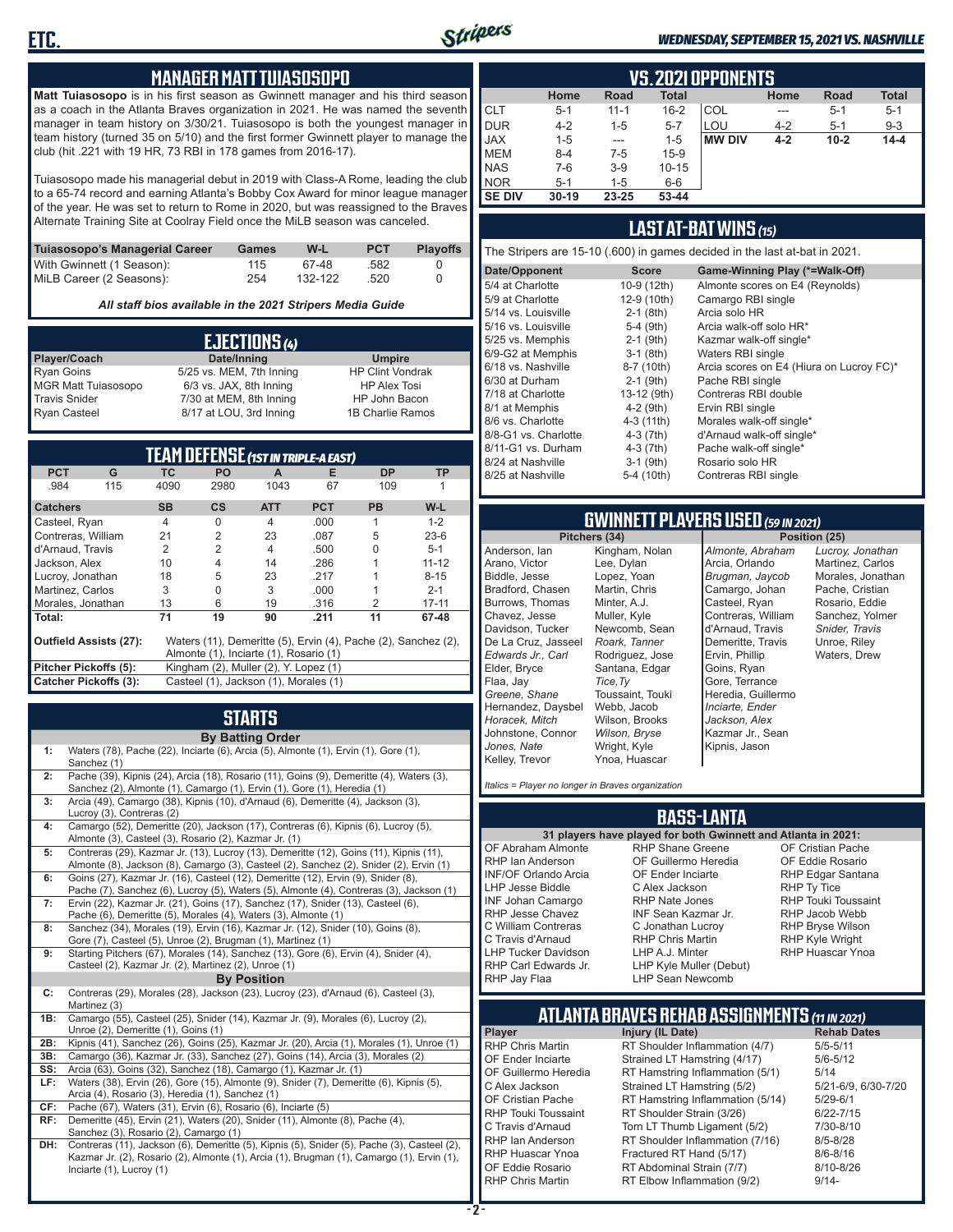## MANAGER MATT TUIASOSOPO

**Matt Tuiasosopo** is in his first season as Gwinnett manager and his third season as a coach in the Atlanta Braves organization in 2021. He was named the seventh manager in team history on 3/30/21. Tuiasosopo is both the youngest manager in team history (turned 35 on 5/10) and the first former Gwinnett player to manage the club (hit .221 with 19 HR, 73 RBI in 178 games from 2016-17).

Tuiasosopo made his managerial debut in 2019 with Class-A Rome, leading the club to a 65-74 record and earning Atlanta's Bobby Cox Award for minor league manager of the year. He was set to return to Rome in 2020, but was reassigned to the Braves Alternate Training Site at Coolray Field once the MiLB season was canceled.

| Tuiasosopo's Managerial Career | Games | W-L | PCT | Playoffs |
|---|---|---|---|---|
| With Gwinnett (1 Season): | 115 | 67-48 | .582 | 0 |
| MiLB Career (2 Seasons): | 254 | 132-122 | .520 | 0 |

*All staff bios available in the 2021 Stripers Media Guide*

## EJECTIONS (4)

| Player/Coach | Date/Inning | Umpire |
|---|---|---|
| Ryan Goins | 5/25 vs. MEM, 7th Inning | HP Clint Vondrak |
| MGR Matt Tuiasosopo | 6/3 vs. JAX, 8th Inning | HP Alex Tosi |
| Travis Snider | 7/30 at MEM, 8th Inning | HP John Bacon |
| Ryan Casteel | 8/17 at LOU, 3rd Inning | 1B Charlie Ramos |

## TEAM DEFENSE (1ST IN TRIPLE-A EAST)

| PCT | G | TC | PO | A | E | DP | TP |
|---|---|---|---|---|---|---|---|
| .984 | 115 | 4090 | 2980 | 1043 | 67 | 109 | 1 |

| Catchers | SB | CS | ATT | PCT | PB | W-L |
|---|---|---|---|---|---|---|
| Casteel, Ryan | 4 | 0 | 4 | .000 | 1 | 1-2 |
| Contreras, William | 21 | 2 | 23 | .087 | 5 | 23-6 |
| d'Arnaud, Travis | 2 | 2 | 4 | .500 | 0 | 5-1 |
| Jackson, Alex | 10 | 4 | 14 | .286 | 1 | 11-12 |
| Lucroy, Jonathan | 18 | 5 | 23 | .217 | 1 | 8-15 |
| Martinez, Carlos | 3 | 0 | 3 | .000 | 1 | 2-1 |
| Morales, Jonathan | 13 | 6 | 19 | .316 | 2 | 17-11 |
| **Total:** | **71** | **19** | **90** | **.211** | **11** | **67-48** |

**Outfield Assists (27):** Waters (11), Demeritte (5), Ervin (4), Pache (2), Sanchez (2), Almonte (1), Inciarte (1), Rosario (1)

**Pitcher Pickoffs (5):** Kingham (2), Muller (2), Y. Lopez (1)

**Catcher Pickoffs (3):** Casteel (1), Jackson (1), Morales (1)

## STARTS

**By Batting Order**

| | |
|---|---|
| 1: | Waters (78), Pache (22), Inciarte (6), Arcia (5), Almonte (1), Ervin (1), Gore (1), Sanchez (1) |
| 2: | Pache (39), Kipnis (24), Arcia (18), Rosario (11), Goins (9), Demeritte (4), Waters (3), Sanchez (2), Almonte (1), Camargo (1), Ervin (1), Gore (1), Heredia (1) |
| 3: | Arcia (49), Camargo (38), Kipnis (10), d'Arnaud (6), Demeritte (4), Jackson (3), Lucroy (3), Contreras (2) |
| 4: | Camargo (52), Demeritte (20), Jackson (17), Contreras (6), Kipnis (6), Lucroy (5), Almonte (3), Casteel (3), Rosario (2), Kazmar Jr. (1) |
| 5: | Contreras (29), Kazmar Jr. (13), Lucroy (13), Demeritte (12), Goins (11), Kipnis (11), Almonte (8), Jackson (8), Camargo (3), Casteel (2), Sanchez (2), Snider (2), Ervin (1) |
| 6: | Goins (27), Kazmar Jr. (16), Casteel (12), Demeritte (12), Ervin (9), Snider (8), Pache (7), Sanchez (6), Lucroy (5), Waters (5), Almonte (4), Contreras (3), Jackson (1) |
| 7: | Ervin (22), Kazmar Jr. (21), Goins (17), Sanchez (17), Snider (13), Casteel (6), Pache (6), Demeritte (5), Morales (4), Waters (3), Almonte (1) |
| 8: | Sanchez (34), Morales (19), Ervin (16), Kazmar Jr. (12), Snider (10), Goins (8), Gore (7), Casteel (5), Unroe (2), Brugman (1), Martinez (1) |
| 9: | Starting Pitchers (67), Morales (14), Sanchez (13), Gore (6), Ervin (4), Snider (4), Casteel (2), Kazmar Jr. (2), Martinez (2), Unroe (1) |

**By Position**

| | |
|---|---|
| C: | Contreras (29), Morales (28), Jackson (23), Lucroy (23), d'Arnaud (6), Casteel (3), Martinez (3) |
| 1B: | Camargo (55), Casteel (25), Snider (14), Kazmar Jr. (9), Morales (6), Lucroy (2), Unroe (2), Demeritte (1), Goins (1) |
| 2B: | Kipnis (41), Sanchez (26), Goins (25), Kazmar Jr. (20), Arcia (1), Morales (1), Unroe (1) |
| 3B: | Camargo (36), Kazmar Jr. (33), Sanchez (27), Goins (14), Arcia (3), Morales (2) |
| SS: | Arcia (63), Goins (32), Sanchez (18), Camargo (1), Kazmar Jr. (1) |
| LF: | Waters (38), Ervin (26), Gore (15), Almonte (9), Snider (7), Demeritte (6), Kipnis (5), Arcia (4), Rosario (3), Heredia (1), Sanchez (1) |
| CF: | Pache (67), Waters (31), Ervin (6), Rosario (6), Inciarte (5) |
| RF: | Demeritte (45), Ervin (21), Waters (20), Snider (11), Almonte (8), Pache (4), Sanchez (3), Rosario (2), Camargo (1) |
| DH: | Contreras (11), Jackson (6), Demeritte (5), Kipnis (5), Snider (5), Pache (3), Casteel (2), Kazmar Jr. (2), Rosario (2), Almonte (1), Arcia (1), Brugman (1), Camargo (1), Ervin (1), Inciarte (1), Lucroy (1) |

## VS. 2021 OPPONENTS

| | Home | Road | Total | | Home | Road | Total |
|---|---|---|---|---|---|---|---|
| CLT | 5-1 | 11-1 | 16-2 | COL | --- | 5-1 | 5-1 |
| DUR | 4-2 | 1-5 | 5-7 | LOU | 4-2 | 5-1 | 9-3 |
| JAX | 1-5 | --- | 1-5 | **MW DIV** | **4-2** | **10-2** | **14-4** |
| MEM | 8-4 | 7-5 | 15-9 | | | | |
| NAS | 7-6 | 3-9 | 10-15 | | | | |
| NOR | 5-1 | 1-5 | 6-6 | | | | |
| **SE DIV** | **30-19** | **23-25** | **53-44** | | | | |

## LAST AT-BAT WINS (15)

The Stripers are 15-10 (.600) in games decided in the last at-bat in 2021.

| Date/Opponent | Score | Game-Winning Play (*=Walk-Off) |
|---|---|---|
| 5/4 at Charlotte | 10-9 (12th) | Almonte scores on E4 (Reynolds) |
| 5/9 at Charlotte | 12-9 (10th) | Camargo RBI single |
| 5/14 vs. Louisville | 2-1 (8th) | Arcia solo HR |
| 5/16 vs. Louisville | 5-4 (9th) | Arcia walk-off solo HR* |
| 5/25 vs. Memphis | 2-1 (9th) | Kazmar walk-off single* |
| 6/9-G2 at Memphis | 3-1 (8th) | Waters RBI single |
| 6/18 vs. Nashville | 8-7 (10th) | Arcia scores on E4 (Hiura on Lucroy FC)* |
| 6/30 at Durham | 2-1 (9th) | Pache RBI single |
| 7/18 at Charlotte | 13-12 (9th) | Contreras RBI double |
| 8/1 at Memphis | 4-2 (9th) | Ervin RBI single |
| 8/6 vs. Charlotte | 4-3 (11th) | Morales walk-off single* |
| 8/8-G1 vs. Charlotte | 4-3 (7th) | d'Arnaud walk-off single* |
| 8/11-G1 vs. Durham | 4-3 (7th) | Pache walk-off single* |
| 8/24 at Nashville | 3-1 (9th) | Rosario solo HR |
| 8/25 at Nashville | 5-4 (10th) | Contreras RBI single |

## GWINNETT PLAYERS USED (59 IN 2021)

| Pitchers (34) | | Position (25) | |
|---|---|---|---|
| Anderson, Ian | Kingham, Nolan | *Almonte, Abraham* | *Lucroy, Jonathan* |
| Arano, Victor | Lee, Dylan | Arcia, Orlando | Martinez, Carlos |
| Biddle, Jesse | Lopez, Yoan | *Brugman, Jaycob* | Morales, Jonathan |
| Bradford, Chasen | Martin, Chris | Camargo, Johan | Pache, Cristian |
| Burrows, Thomas | Minter, A.J. | Casteel, Ryan | Rosario, Eddie |
| Chavez, Jesse | Muller, Kyle | Contreras, William | Sanchez, Yolmer |
| Davidson, Tucker | Newcomb, Sean | d'Arnaud, Travis | *Snider, Travis* |
| De La Cruz, Jasseel | *Roark, Tanner* | Demeritte, Travis | Unroe, Riley |
| *Edwards Jr., Carl* | Rodriguez, Jose | Ervin, Phillip | Waters, Drew |
| Elder, Bryce | Santana, Edgar | Goins, Ryan | |
| Flaa, Jay | *Tice,Ty* | Gore, Terrance | |
| *Greene, Shane* | Toussaint, Touki | Heredia, Guillermo | |
| Hernandez, Daysbel | Webb, Jacob | *Inciarte, Ender* | |
| *Horacek, Mitch* | Wilson, Brooks | *Jackson, Alex* | |
| Johnstone, Connor | *Wilson, Bryse* | Kazmar Jr., Sean | |
| *Jones, Nate* | Wright, Kyle | Kipnis, Jason | |
| Kelley, Trevor | Ynoa, Huascar | | |

*Italics = Player no longer in Braves organization*

## BASS-LANTA

**31 players have played for both Gwinnett and Atlanta in 2021:**

| | | |
|---|---|---|
| OF Abraham Almonte | RHP Shane Greene | OF Cristian Pache |
| RHP Ian Anderson | OF Guillermo Heredia | OF Eddie Rosario |
| INF/OF Orlando Arcia | OF Ender Inciarte | RHP Edgar Santana |
| LHP Jesse Biddle | C Alex Jackson | RHP Ty Tice |
| INF Johan Camargo | RHP Nate Jones | RHP Touki Toussaint |
| RHP Jesse Chavez | INF Sean Kazmar Jr. | RHP Jacob Webb |
| C William Contreras | C Jonathan Lucroy | RHP Bryse Wilson |
| C Travis d'Arnaud | RHP Chris Martin | RHP Kyle Wright |
| LHP Tucker Davidson | LHP A.J. Minter | RHP Huascar Ynoa |
| RHP Carl Edwards Jr. | LHP Kyle Muller (Debut) | |
| RHP Jay Flaa | LHP Sean Newcomb | |

## ATLANTA BRAVES REHAB ASSIGNMENTS (11 IN 2021)

| Player | Injury (IL Date) | Rehab Dates |
|---|---|---|
| RHP Chris Martin | RT Shoulder Inflammation (4/7) | 5/5-5/11 |
| OF Ender Inciarte | Strained LT Hamstring (4/17) | 5/6-5/12 |
| OF Guillermo Heredia | RT Hamstring Inflammation (5/1) | 5/14 |
| C Alex Jackson | Strained LT Hamstring (5/2) | 5/21-6/9, 6/30-7/20 |
| OF Cristian Pache | RT Hamstring Inflammation (5/14) | 5/29-6/1 |
| RHP Touki Toussaint | RT Shoulder Strain (3/26) | 6/22-7/15 |
| C Travis d'Arnaud | Torn LT Thumb Ligament (5/2) | 7/30-8/10 |
| RHP Ian Anderson | RT Shoulder Inflammation (7/16) | 8/5-8/28 |
| RHP Huascar Ynoa | Fractured RT Hand (5/17) | 8/6-8/16 |
| OF Eddie Rosario | RT Abdominal Strain (7/7) | 8/10-8/26 |
| RHP Chris Martin | RT Elbow Inflammation (9/2) | 9/14- |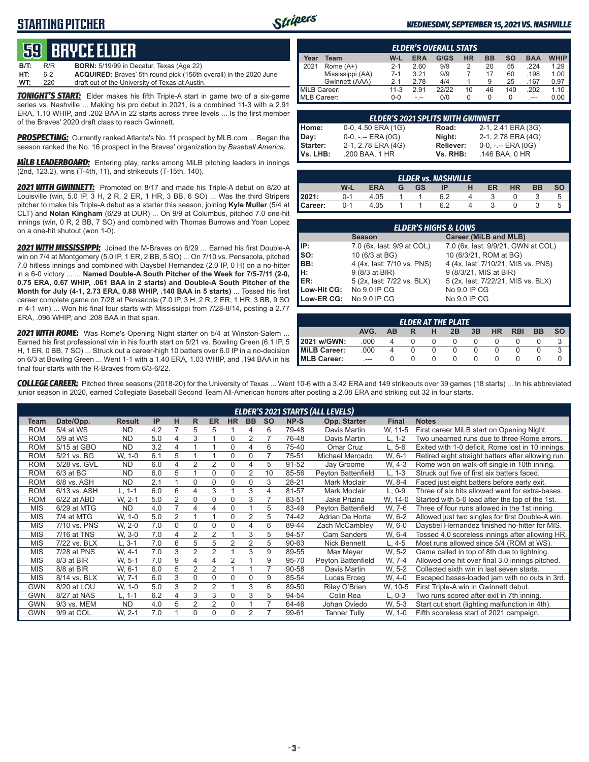# STARTING PITCHER

*WEDNESDAY, SEPTEMBER 15, 2021 VS. NASHVILLE*

## 59 BRYCE ELDER

| | | | |
|---|---|---|---|
| **B/T:** | R/R | **BORN:** | 5/19/99 in Decatur, Texas (Age 22) |
| **HT:** | 6-2 | **ACQUIRED:** | Braves' 5th round pick (156th overall) in the 2020 June |
| **WT:** | 220 | | draft out of the University of Texas at Austin. |

***TONIGHT'S START:*** Elder makes his fifth Triple-A start in game two of a six-game series vs. Nashville ... Making his pro debut in 2021, is a combined 11-3 with a 2.91 ERA, 1.10 WHIP, and .202 BAA in 22 starts across three levels ... Is the first member of the Braves' 2020 draft class to reach Gwinnett.

***PROSPECTING:*** Currently ranked Atlanta's No. 11 prospect by MLB.com ... Began the season ranked the No. 16 prospect in the Braves' organization by *Baseball America.*

***MiLB LEADERBOARD:*** Entering play, ranks among MiLB pitching leaders in innings (2nd, 123.2), wins (T-4th, 11), and strikeouts (T-15th, 140).

***2021 WITH GWINNETT:*** Promoted on 8/17 and made his Triple-A debut on 8/20 at Louisville (win, 5.0 IP, 3 H, 2 R, 2 ER, 1 HR, 3 BB, 6 SO) ... Was the third Stripers pitcher to make his Triple-A debut as a starter this season, joining **Kyle Muller** (5/4 at CLT) and **Nolan Kingham** (6/29 at DUR) ... On 9/9 at Columbus, pitched 7.0 one-hit innings (win, 0 R, 2 BB, 7 SO) and combined with Thomas Burrows and Yoan Lopez on a one-hit shutout (won 1-0).

***2021 WITH MISSISSIPPI:*** Joined the M-Braves on 6/29 ... Earned his first Double-A win on 7/4 at Montgomery (5.0 IP, 1 ER, 2 BB, 5 SO) ... On 7/10 vs. Pensacola, pitched 7.0 hitless innings and combined with Daysbel Hernandez (2.0 IP, 0 H) on a no-hitter in a 6-0 victory ... ... **Named Double-A South Pitcher of the Week for 7/5-7/11 (2-0, 0.75 ERA, 0.67 WHIP, .061 BAA in 2 starts) and Double-A South Pitcher of the Month for July (4-1, 2.73 ERA, 0.88 WHIP, .140 BAA in 5 starts)** ... Tossed his first career complete game on 7/28 at Pensacola (7.0 IP, 3 H, 2 R, 2 ER, 1 HR, 3 BB, 9 SO in 4-1 win) ... Won his final four starts with Mississippi from 7/28-8/14, posting a 2.77 ERA, .096 WHIP, and .208 BAA in that span.

***2021 WITH ROME:*** Was Rome's Opening Night starter on 5/4 at Winston-Salem ... Earned his first professional win in his fourth start on 5/21 vs. Bowling Green (6.1 IP, 5 H, 1 ER, 0 BB, 7 SO) ... Struck out a career-high 10 batters over 6.0 IP in a no-decision on 6/3 at Bowling Green ... Went 1-1 with a 1.40 ERA, 1.03 WHIP, and .194 BAA in his final four starts with the R-Braves from 6/3-6/22.

| ELDER'S OVERALL STATS | | | | | | | | | | |
|---|---|---|---|---|---|---|---|---|---|---|
| Year | Team | W-L | ERA | G/GS | HR | BB | SO | BAA | WHIP |
| 2021 | Rome (A+) | 2-1 | 2.60 | 9/9 | 2 | 20 | 55 | .224 | 1.29 |
| | Mississippi (AA) | 7-1 | 3.21 | 9/9 | 7 | 17 | 60 | .198 | 1.00 |
| | Gwinnett (AAA) | 2-1 | 2.78 | 4/4 | 1 | 9 | 25 | .167 | 0.97 |
| MiLB Career: | | 11-3 | 2.91 | 22/22 | 10 | 46 | 140 | .202 | 1.10 |
| MLB Career: | | 0-0 | -.-- | 0/0 | 0 | 0 | 0 | .--- | 0.00 |

| ELDER'S 2021 SPLITS WITH GWINNETT | | | |
|---|---|---|---|
| **Home:** | 0-0, 4.50 ERA (1G) | **Road:** | 2-1, 2.41 ERA (3G) |
| **Day:** | 0-0, -.-- ERA (0G) | **Night:** | 2-1, 2.78 ERA (4G) |
| **Starter:** | 2-1, 2.78 ERA (4G) | **Reliever:** | 0-0, -.-- ERA (0G) |
| **Vs. LHB:** | .200 BAA, 1 HR | **Vs. RHB:** | .146 BAA, 0 HR |

| ELDER vs. NASHVILLE | W-L | ERA | G | GS | IP | H | ER | HR | BB | SO |
|---|---|---|---|---|---|---|---|---|---|---|
| **2021:** | 0-1 | 4.05 | 1 | 1 | 6.2 | 4 | 3 | 0 | 3 | 5 |
| **Career:** | 0-1 | 4.05 | 1 | 1 | 6.2 | 4 | 3 | 0 | 3 | 5 |

| ELDER'S HIGHS & LOWS | Season | Career (MiLB and MLB) |
|---|---|---|
| **IP:** | 7.0 (6x, last: 9/9 at COL) | 7.0 (6x, last: 9/9/21, GWN at COL) |
| **SO:** | 10 (6/3 at BG) | 10 (6/3/21, ROM at BG) |
| **BB:** | 4 (4x, last: 7/10 vs. PNS) | 4 (4x, last: 7/10/21, MIS vs. PNS) |
| **H:** | 9 (8/3 at BIR) | 9 (8/3/21, MIS at BIR) |
| **ER:** | 5 (2x, last: 7/22 vs. BLX) | 5 (2x, last: 7/22/21, MIS vs. BLX) |
| **Low-Hit CG:** | No 9.0 IP CG | No 9.0 IP CG |
| **Low-ER CG:** | No 9.0 IP CG | No 9.0 IP CG |

| ELDER AT THE PLATE | AVG. | AB | R | H | 2B | 3B | HR | RBI | BB | SO |
|---|---|---|---|---|---|---|---|---|---|---|
| **2021 w/GWN:** | .000 | 4 | 0 | 0 | 0 | 0 | 0 | 0 | 0 | 3 |
| **MiLB Career:** | .000 | 4 | 0 | 0 | 0 | 0 | 0 | 0 | 0 | 3 |
| **MLB Career:** | .--- | 0 | 0 | 0 | 0 | 0 | 0 | 0 | 0 | 0 |

***COLLEGE CAREER:*** Pitched three seasons (2018-20) for the University of Texas ... Went 10-6 with a 3.42 ERA and 149 strikeouts over 39 games (18 starts) ... In his abbreviated junior season in 2020, earned Collegiate Baseball Second Team All-American honors after posting a 2.08 ERA and striking out 32 in four starts.

| ELDER'S 2021 STARTS (ALL LEVELS) | | | | | | | | | | | | | |
|---|---|---|---|---|---|---|---|---|---|---|---|---|---|
| Team | Date/Opp. | Result | IP | H | R | ER | HR | BB | SO | NP-S | Opp. Starter | Final | Notes |
| ROM | 5/4 at WS | ND | 4.2 | 7 | 5 | 5 | 1 | 4 | 6 | 79-48 | Davis Martin | W, 11-5 | First career MiLB start on Opening Night. |
| ROM | 5/9 at WS | ND | 5.0 | 4 | 3 | 1 | 0 | 2 | 7 | 76-48 | Davis Martin | L, 1-2 | Two unearned runs due to three Rome errors. |
| ROM | 5/15 at GBO | ND | 3.2 | 4 | 1 | 1 | 0 | 4 | 6 | 75-40 | Omar Cruz | L, 5-6 | Exited with 1-0 deficit, Rome lost in 10 innings. |
| ROM | 5/21 vs. BG | W, 1-0 | 6.1 | 5 | 1 | 1 | 0 | 0 | 7 | 75-51 | Michael Mercado | W, 6-1 | Retired eight straight batters after allowing run. |
| ROM | 5/28 vs. GVL | ND | 6.0 | 4 | 2 | 2 | 0 | 4 | 5 | 91-52 | Jay Groome | W, 4-3 | Rome won on walk-off single in 10th inning. |
| ROM | 6/3 at BG | ND | 6.0 | 5 | 1 | 0 | 0 | 2 | 10 | 85-56 | Peyton Battenfield | L, 1-3 | Struck out five of first six batters faced. |
| ROM | 6/8 vs. ASH | ND | 2.1 | 1 | 0 | 0 | 0 | 0 | 3 | 28-21 | Mark Moclair | W, 8-4 | Faced just eight batters before early exit. |
| ROM | 6/13 vs. ASH | L, 1-1 | 6.0 | 6 | 4 | 3 | 1 | 3 | 4 | 81-57 | Mark Moclair | L, 0-9 | Three of six hits allowed went for extra-bases. |
| ROM | 6/22 at ABD | W, 2-1 | 5.0 | 2 | 0 | 0 | 0 | 3 | 7 | 83-51 | Jake Prizina | W, 14-0 | Started with 5-0 lead after the top of the 1st. |
| MIS | 6/29 at MTG | ND | 4.0 | 7 | 4 | 4 | 0 | 1 | 5 | 83-49 | Peyton Battenfield | W, 7-6 | Three of four runs allowed in the 1st inning. |
| MIS | 7/4 at MTG | W, 1-0 | 5.0 | 2 | 1 | 1 | 0 | 2 | 5 | 74-42 | Adrian De Horta | W, 6-2 | Allowed just two singles for first Double-A win. |
| MIS | 7/10 vs. PNS | W, 2-0 | 7.0 | 0 | 0 | 0 | 0 | 4 | 6 | 89-44 | Zach McCambley | W, 6-0 | Daysbel Hernandez finished no-hitter for MIS. |
| MIS | 7/16 at TNS | W, 3-0 | 7.0 | 4 | 2 | 2 | 1 | 3 | 5 | 94-57 | Cam Sanders | W, 6-4 | Tossed 4.0 scoreless innings after allowing HR. |
| MIS | 7/22 vs. BLX | L, 3-1 | 7.0 | 6 | 5 | 5 | 2 | 2 | 5 | 90-63 | Nick Bennett | L, 4-5 | Most runs allowed since 5/4 (ROM at WS). |
| MIS | 7/28 at PNS | W, 4-1 | 7.0 | 3 | 2 | 2 | 1 | 3 | 9 | 89-55 | Max Meyer | W, 5-2 | Game called in top of 8th due to lightning. |
| MIS | 8/3 at BIR | W, 5-1 | 7.0 | 9 | 4 | 4 | 2 | 1 | 9 | 95-70 | Peyton Battenfield | W, 7-4 | Allowed one hit over final 3.0 innings pitched. |
| MIS | 8/8 at BIR | W, 6-1 | 6.0 | 5 | 2 | 2 | 1 | 1 | 7 | 90-58 | Davis Martin | W, 5-2 | Collected sixth win in last seven starts. |
| MIS | 8/14 vs. BLX | W, 7-1 | 6.0 | 3 | 0 | 0 | 0 | 0 | 9 | 85-54 | Lucas Erceg | W, 4-0 | Escaped bases-loaded jam with no outs in 3rd. |
| GWN | 8/20 at LOU | W, 1-0 | 5.0 | 3 | 2 | 2 | 1 | 3 | 6 | 89-50 | Riley O'Brien | W, 10-5 | First Triple-A win in Gwinnett debut. |
| GWN | 8/27 at NAS | L, 1-1 | 6.2 | 4 | 3 | 3 | 0 | 3 | 5 | 94-54 | Colin Rea | L, 0-3 | Two runs scored after exit in 7th inning. |
| GWN | 9/3 vs. MEM | ND | 4.0 | 5 | 2 | 2 | 0 | 1 | 7 | 64-46 | Johan Oviedo | W, 5-3 | Start cut short (lighting malfunction in 4th). |
| GWN | 9/9 at COL | W, 2-1 | 7.0 | 1 | 0 | 0 | 0 | 2 | 7 | 99-61 | Tanner Tully | W, 1-0 | Fifth scoreless start of 2021 campaign. |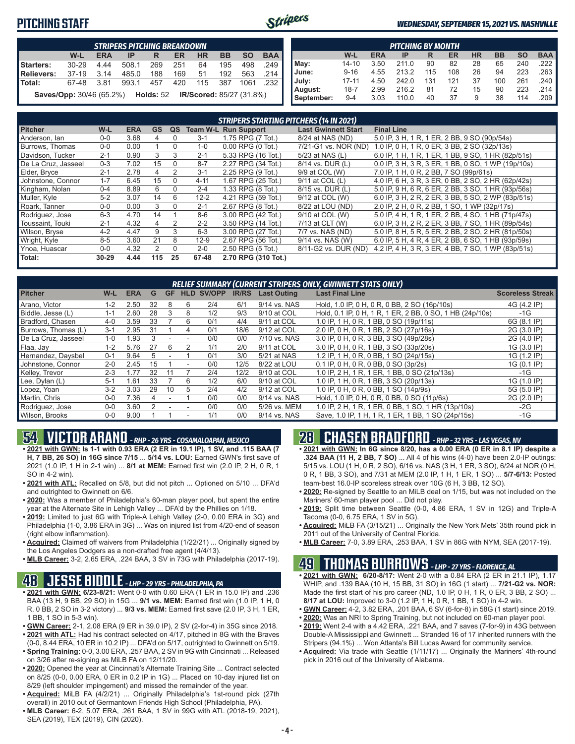# PITCHING STAFF

*WEDNESDAY, SEPTEMBER 15, 2021 VS. NASHVILLE*

| STRIPERS PITCHING BREAKDOWN | | | | | | | | | |
|---|---|---|---|---|---|---|---|---|---|
| | W-L | ERA | IP | R | ER | HR | BB | SO | BAA |
| Starters: | 30-29 | 4.44 | 508.1 | 269 | 251 | 64 | 195 | 498 | .249 |
| Relievers: | 37-19 | 3.14 | 485.0 | 188 | 169 | 51 | 192 | 563 | .214 |
| Total: | 67-48 | 3.81 | 993.1 | 457 | 420 | 115 | 387 | 1061 | .232 |

**Saves/Opp:** 30/46 (65.2%) **Holds:** 52 **IR/Scored:** 85/27 (31.8%)

| PITCHING BY MONTH | | | | | | | | | |
|---|---|---|---|---|---|---|---|---|---|
| | W-L | ERA | IP | R | ER | HR | BB | SO | BAA |
| May: | 14-10 | 3.50 | 211.0 | 90 | 82 | 28 | 65 | 240 | .222 |
| June: | 9-16 | 4.55 | 213.2 | 115 | 108 | 26 | 94 | 223 | .263 |
| July: | 17-11 | 4.50 | 242.0 | 131 | 121 | 37 | 100 | 261 | .240 |
| August: | 18-7 | 2.99 | 216.2 | 81 | 72 | 15 | 90 | 223 | .214 |
| September: | 9-4 | 3.03 | 110.0 | 40 | 37 | 9 | 38 | 114 | .209 |

### STRIPERS STARTING PITCHERS (14 IN 2021)

| Pitcher | W-L | ERA | GS | QS | Team W-L | Run Support | Last Gwinnett Start | Final Line |
|---|---|---|---|---|---|---|---|---|
| Anderson, Ian | 0-0 | 3.68 | 4 | 0 | 3-1 | 1.75 RPG (7 Tot.) | 8/24 at NAS (ND) | 5.0 IP, 3 H, 1 R, 1 ER, 2 BB, 9 SO (90p/54s) |
| Burrows, Thomas | 0-0 | 0.00 | 1 | 0 | 1-0 | 0.00 RPG (0 Tot.) | 7/21-G1 vs. NOR (ND) | 1.0 IP, 0 H, 1 R, 0 ER, 3 BB, 2 SO (32p/13s) |
| Davidson, Tucker | 2-1 | 0.90 | 3 | 3 | 2-1 | 5.33 RPG (16 Tot.) | 5/23 at NAS (L) | 6.0 IP, 1 H, 1 R, 1 ER, 1 BB, 9 SO, 1 HR (82p/51s) |
| De La Cruz, Jasseel | 0-3 | 7.02 | 15 | 0 | 8-7 | 2.27 RPG (34 Tot.) | 8/14 vs. DUR (L) | 0.0 IP, 3 H, 3 R, 3 ER, 1 BB, 0 SO, 1 WP (19p/10s) |
| Elder, Bryce | 2-1 | 2.78 | 4 | 2 | 3-1 | 2.25 RPG (9 Tot.) | 9/9 at COL (W) | 7.0 IP, 1 H, 0 R, 2 BB, 7 SO (99p/61s) |
| Johnstone, Connor | 1-7 | 6.45 | 15 | 0 | 4-11 | 1.67 RPG (25 Tot.) | 9/11 at COL (L) | 4.0 IP, 6 H, 3 R, 3 ER, 0 BB, 2 SO, 2 HR (62p/42s) |
| Kingham, Nolan | 0-4 | 8.89 | 6 | 0 | 2-4 | 1.33 RPG (8 Tot.) | 8/15 vs. DUR (L) | 5.0 IP, 9 H, 6 R, 6 ER, 2 BB, 3 SO, 1 HR (93p/56s) |
| Muller, Kyle | 5-2 | 3.07 | 14 | 6 | 12-2 | 4.21 RPG (59 Tot.) | 9/12 at COL (W) | 6.0 IP, 3 H, 2 R, 2 ER, 3 BB, 5 SO, 2 HR (83p/51s) |
| Roark, Tanner | 0-0 | 0.00 | 3 | 0 | 2-1 | 2.67 RPG (8 Tot.) | 8/22 at LOU (ND) | 2.0 IP, 2 H, 0 R, 2 BB, 1 SO, 1 WP (32p/17s) |
| Rodriguez, Jose | 6-3 | 4.70 | 14 | 1 | 8-6 | 3.00 RPG (42 Tot.) | 9/10 at COL (W) | 5.0 IP, 4 H, 1 R, 1 ER, 2 BB, 4 SO, 1 HB (71p/47s) |
| Toussaint, Touki | 2-1 | 4.32 | 4 | 2 | 2-2 | 3.50 RPG (14 Tot.) | 7/13 at CLT (W) | 6.0 IP, 3 H, 2 R, 2 ER, 3 BB, 7 SO, 1 HR (89p/54s) |
| Wilson, Bryse | 4-2 | 4.47 | 9 | 3 | 6-3 | 3.00 RPG (27 Tot.) | 7/7 vs. NAS (ND) | 5.0 IP, 8 H, 5 R, 5 ER, 2 BB, 2 SO, 2 HR (81p/50s) |
| Wright, Kyle | 8-5 | 3.60 | 21 | 8 | 12-9 | 2.67 RPG (56 Tot.) | 9/14 vs. NAS (W) | 6.0 IP, 5 H, 4 R, 4 ER, 2 BB, 6 SO, 1 HB (93p/59s) |
| Ynoa, Huascar | 0-0 | 4.32 | 2 | 0 | 2-0 | 2.50 RPG (5 Tot.) | 8/11-G2 vs. DUR (ND) | 4.2 IP, 4 H, 3 R, 3 ER, 4 BB, 7 SO, 1 WP (83p/51s) |
| **Total:** | **30-29** | **4.44** | **115** | **25** | **67-48** | **2.70 RPG (310 Tot.)** | | |

### RELIEF SUMMARY (CURRENT STRIPERS ONLY, GWINNETT STATS ONLY)

| Pitcher | W-L | ERA | G | GF | HLD | SV/OPP | IR/RS | Last Outing | Last Final Line | Scoreless Streak |
|---|---|---|---|---|---|---|---|---|---|---|
| Arano, Victor | 1-2 | 2.50 | 32 | 8 | 6 | 2/4 | 6/1 | 9/14 vs. NAS | Hold, 1.0 IP, 0 H, 0 R, 0 BB, 2 SO (16p/10s) | 4G (4.2 IP) |
| Biddle, Jesse (L) | 1-1 | 2.60 | 28 | 3 | 8 | 1/2 | 9/3 | 9/10 at COL | Hold, 0.1 IP, 0 H, 1 R, 1 ER, 2 BB, 0 SO, 1 HB (24p/10s) | -1G |
| Bradford, Chasen | 4-0 | 3.59 | 33 | 7 | 6 | 0/1 | 4/4 | 9/11 at COL | 1.0 IP, 1 H, 0 R, 1 BB, 0 SO (19p/11s) | 6G (8.1 IP) |
| Burrows, Thomas (L) | 3-1 | 2.95 | 31 | 1 | 4 | 0/1 | 18/6 | 9/12 at COL | 2.0 IP, 0 H, 0 R, 1 BB, 2 SO (27p/16s) | 2G (3.0 IP) |
| De La Cruz, Jasseel | 1-0 | 1.93 | 3 | - | - | 0/0 | 0/0 | 7/10 vs. NAS | 3.0 IP, 0 H, 0 R, 3 BB, 3 SO (49p/28s) | 2G (4.0 IP) |
| Flaa, Jay | 1-2 | 5.76 | 27 | 6 | 2 | 1/1 | 2/0 | 9/11 at COL | 3.0 IP, 0 H, 0 R, 1 BB, 3 SO (33p/20s) | 1G (3.0 IP) |
| Hernandez, Daysbel | 0-1 | 9.64 | 5 | - | 1 | 0/1 | 3/0 | 5/21 at NAS | 1.2 IP, 1 H, 0 R, 0 BB, 1 SO (24p/15s) | 1G (1.2 IP) |
| Johnstone, Connor | 2-0 | 2.45 | 15 | 1 | - | 0/0 | 12/5 | 8/22 at LOU | 0.1 IP, 0 H, 0 R, 0 BB, 0 SO (3p/2s) | 1G (0.1 IP) |
| Kelley, Trevor | 2-3 | 1.77 | 32 | 11 | 7 | 2/4 | 12/2 | 9/10 at COL | 1.0 IP, 2 H, 1 R, 1 ER, 1 BB, 0 SO (21p/13s) | -1G |
| Lee, Dylan (L) | 5-1 | 1.61 | 33 | 7 | 6 | 1/2 | 6/0 | 9/10 at COL | 1.0 IP, 1 H, 0 R, 1 BB, 3 SO (20p/13s) | 1G (1.0 IP) |
| Lopez, Yoan | 3-2 | 3.03 | 29 | 10 | 5 | 2/4 | 4/2 | 9/12 at COL | 1.0 IP, 0 H, 0 R, 0 BB, 1 SO (14p/9s) | 5G (5.0 IP) |
| Martin, Chris | 0-0 | 7.36 | 4 | - | 1 | 0/0 | 0/0 | 9/14 vs. NAS | Hold, 1.0 IP, 0 H, 0 R, 0 BB, 0 SO (11p/6s) | 2G (2.0 IP) |
| Rodriguez, Jose | 0-0 | 3.60 | 2 | - | - | 0/0 | 0/0 | 5/26 vs. MEM | 1.0 IP, 2 H, 1 R, 1 ER, 0 BB, 1 SO, 1 HR (13p/10s) | -2G |
| Wilson, Brooks | 0-0 | 9.00 | 1 | 1 | - | 1/1 | 0/0 | 9/14 vs. NAS | Save, 1.0 IP, 1 H, 1 R, 1 ER, 1 BB, 1 SO (24p/15s) | -1G |

## 54 VICTOR ARANO - RHP - 26 YRS - COSAMALOAPAN, MEXICO

- **2021 with GWN: Is 1-1 with 0.93 ERA (2 ER in 19.1 IP), 1 SV, and .115 BAA (7 H, 7 BB, 26 SO) in 16G since 7/15** ... **5/14 vs. LOU:** Earned GWN's first save of 2021 (1.0 IP, 1 H in 2-1 win) ... **8/1 at MEM:** Earned first win (2.0 IP, 2 H, 0 R, 1 SO in 4-2 win).
- **2021 with ATL:** Recalled on 5/8, but did not pitch ... Optioned on 5/10 ... DFA'd and outrighted to Gwinnett on 6/6.
- **2020:** Was a member of Philadelphia's 60-man player pool, but spent the entire year at the Alternate Site in Lehigh Valley ... DFA'd by the Phillies on 1/18.
- **2019:** Limited to just 6G with Triple-A Lehigh Valley (2-0, 0.00 ERA in 3G) and Philadelphia (1-0, 3.86 ERA in 3G) ... Was on injured list from 4/20-end of season (right elbow inflammation).
- **Acquired:** Claimed off waivers from Philadelphia (1/22/21) ... Originally signed by the Los Angeles Dodgers as a non-drafted free agent (4/4/13).
- **MLB Career:** 3-2, 2.65 ERA, .224 BAA, 3 SV in 73G with Philadelphia (2017-19).

## 48 JESSE BIDDLE - LHP - 29 YRS - PHILADELPHIA, PA

- **2021 with GWN: 6/23-8/21:** Went 0-0 with 0.60 ERA (1 ER in 15.0 IP) and .236 BAA (13 H, 9 BB, 29 SO) in 15G ... **9/1 vs. MEM:** Earned first win (1.0 IP, 1 H, 0 R, 0 BB, 2 SO in 3-2 victory) ... **9/3 vs. MEM:** Earned first save (2.0 IP, 3 H, 1 ER, 1 BB, 1 SO in 5-3 win).
- **GWN Career:** 2-1, 2.08 ERA (9 ER in 39.0 IP), 2 SV (2-for-4) in 35G since 2018.
- **2021 with ATL:** Had his contract selected on 4/17, pitched in 8G with the Braves (0-0, 8.44 ERA, 10 ER in 10.2 IP) ... DFA'd on 5/17, outrighted to Gwinnett on 5/19.
- **Spring Training:** 0-0, 3.00 ERA, .257 BAA, 2 SV in 9G with Cincinnati ... Released on 3/26 after re-signing as MiLB FA on 12/11/20.
- **2020:** Opened the year at Cincinnati's Alternate Training Site ... Contract selected on 8/25 (0-0, 0.00 ERA, 0 ER in 0.2 IP in 1G) ... Placed on 10-day injured list on 8/29 (left shoulder impingement) and missed the remainder of the year.
- **Acquired:** MiLB FA (4/2/21) ... Originally Philadelphia's 1st-round pick (27th overall) in 2010 out of Germantown Friends High School (Philadelphia, PA).
- **MLB Career:** 6-2, 5.07 ERA, .261 BAA, 1 SV in 99G with ATL (2018-19, 2021), SEA (2019), TEX (2019), CIN (2020).

## 28 CHASEN BRADFORD - RHP - 32 YRS - LAS VEGAS, NV

- **2021 with GWN: In 6G since 8/20, has a 0.00 ERA (0 ER in 8.1 IP) despite a .324 BAA (11 H, 2 BB, 7 SO)** ... All 4 of his wins (4-0) have been 2.0-IP outings: 5/15 vs. LOU (1 H, 0 R, 2 SO), 6/16 vs. NAS (3 H, 1 ER, 3 SO), 6/24 at NOR (0 H, 0 R, 1 BB, 3 SO), and 7/31 at MEM (2.0 IP, 1 H, 1 ER, 1 SO) ... **5/7-6/13:** Posted team-best 16.0-IP scoreless streak over 10G (6 H, 3 BB, 12 SO).
- **2020:** Re-signed by Seattle to an MiLB deal on 1/15, but was not included on the Mariners' 60-man player pool ... Did not play.
- **2019:** Split time between Seattle (0-0, 4.86 ERA, 1 SV in 12G) and Triple-A Tacoma (0-0, 6.75 ERA, 1 SV in 5G).
- **Acquired:** MiLB FA (3/15/21) ... Originally the New York Mets' 35th round pick in 2011 out of the University of Central Florida.
- **MLB Career:** 7-0, 3.89 ERA, .253 BAA, 1 SV in 86G with NYM, SEA (2017-19).

## 49 THOMAS BURROWS - LHP - 27 YRS - FLORENCE, AL

- **2021 with GWN: 6/20-8/17:** Went 2-0 with a 0.84 ERA (2 ER in 21.1 IP), 1.17 WHIP, and .139 BAA (10 H, 15 BB, 31 SO) in 16G (1 start) ... **7/21-G2 vs. NOR:** Made the first start of his pro career (ND, 1.0 IP, 0 H, 1 R, 0 ER, 3 BB, 2 SO) ... **8/17 at LOU:** Improved to 3-0 (1.2 IP, 1 H, 0 R, 1 BB, 1 SO) in 4-2 win.
- **GWN Career:** 4-2, 3.82 ERA, .201 BAA, 6 SV (6-for-8) in 58G (1 start) since 2019.
- **2020:** Was an NRI to Spring Training, but not included on 60-man player pool.
- **2019:** Went 2-4 with a 4.42 ERA, .221 BAA, and 7 saves (7-for-9) in 43G between Double-A Mississippi and Gwinnett ... Stranded 16 of 17 inherited runners with the Stripers (94.1%) ... Won Atlanta's Bill Lucas Award for community service.
- **Acquired:** Via trade with Seattle (1/11/17) ... Originally the Mariners' 4th-round pick in 2016 out of the University of Alabama.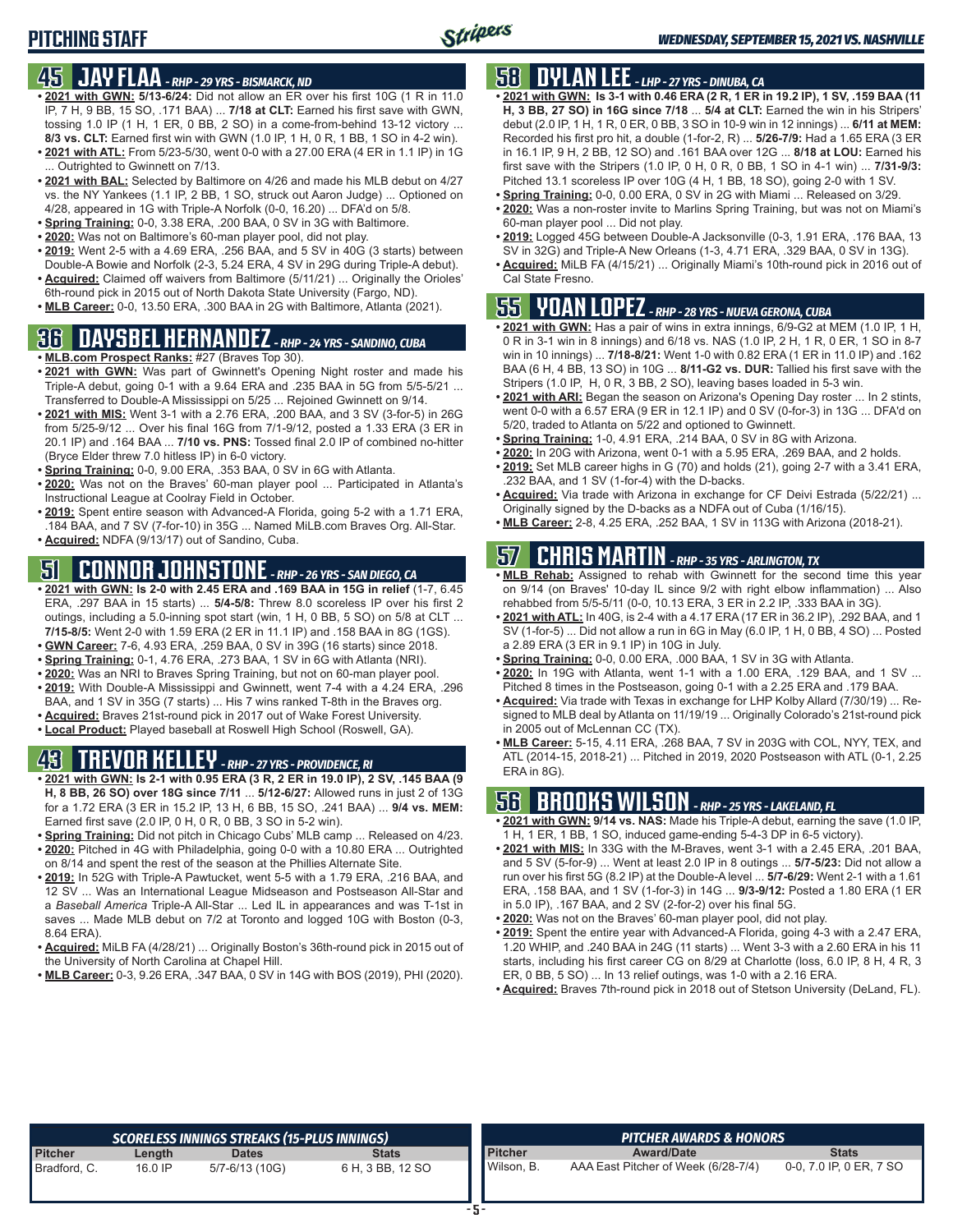# PITCHING STAFF

## 45 JAY FLAA - RHP - 29 YRS - BISMARCK, ND

- **2021 with GWN:** **5/13-6/24:** Did not allow an ER over his first 10G (1 R in 11.0 IP, 7 H, 9 BB, 15 SO, .171 BAA) ... **7/18 at CLT:** Earned his first save with GWN, tossing 1.0 IP (1 H, 1 ER, 0 BB, 2 SO) in a come-from-behind 13-12 victory ... **8/3 vs. CLT:** Earned first win with GWN (1.0 IP, 1 H, 0 R, 1 BB, 1 SO in 4-2 win).
- **2021 with ATL:** From 5/23-5/30, went 0-0 with a 27.00 ERA (4 ER in 1.1 IP) in 1G ... Outrighted to Gwinnett on 7/13.
- **2021 with BAL:** Selected by Baltimore on 4/26 and made his MLB debut on 4/27 vs. the NY Yankees (1.1 IP, 2 BB, 1 SO, struck out Aaron Judge) ... Optioned on 4/28, appeared in 1G with Triple-A Norfolk (0-0, 16.20) ... DFA'd on 5/8.
- **Spring Training:** 0-0, 3.38 ERA, .200 BAA, 0 SV in 3G with Baltimore.
- **2020:** Was not on Baltimore's 60-man player pool, did not play.
- **2019:** Went 2-5 with a 4.69 ERA, .256 BAA, and 5 SV in 40G (3 starts) between Double-A Bowie and Norfolk (2-3, 5.24 ERA, 4 SV in 29G during Triple-A debut).
- **Acquired:** Claimed off waivers from Baltimore (5/11/21) ... Originally the Orioles' 6th-round pick in 2015 out of North Dakota State University (Fargo, ND).
- **MLB Career:** 0-0, 13.50 ERA, .300 BAA in 2G with Baltimore, Atlanta (2021).

## 36 DAYSBEL HERNANDEZ - RHP - 24 YRS - SANDINO, CUBA

- **MLB.com Prospect Ranks:** #27 (Braves Top 30).
- **2021 with GWN:** Was part of Gwinnett's Opening Night roster and made his Triple-A debut, going 0-1 with a 9.64 ERA and .235 BAA in 5G from 5/5-5/21 ... Transferred to Double-A Mississippi on 5/25 ... Rejoined Gwinnett on 9/14.
- **2021 with MIS:** Went 3-1 with a 2.76 ERA, .200 BAA, and 3 SV (3-for-5) in 26G from 5/25-9/12 ... Over his final 16G from 7/1-9/12, posted a 1.33 ERA (3 ER in 20.1 IP) and .164 BAA ... **7/10 vs. PNS:** Tossed final 2.0 IP of combined no-hitter (Bryce Elder threw 7.0 hitless IP) in 6-0 victory.
- **Spring Training:** 0-0, 9.00 ERA, .353 BAA, 0 SV in 6G with Atlanta.
- **2020:** Was not on the Braves' 60-man player pool ... Participated in Atlanta's Instructional League at Coolray Field in October.
- **2019:** Spent entire season with Advanced-A Florida, going 5-2 with a 1.71 ERA, .184 BAA, and 7 SV (7-for-10) in 35G ... Named MiLB.com Braves Org. All-Star.
- **Acquired:** NDFA (9/13/17) out of Sandino, Cuba.

## 51 CONNOR JOHNSTONE - RHP - 26 YRS - SAN DIEGO, CA

- **2021 with GWN:** **Is 2-0 with 2.45 ERA and .169 BAA in 15G in relief** (1-7, 6.45 ERA, .297 BAA in 15 starts) ... **5/4-5/8:** Threw 8.0 scoreless IP over his first 2 outings, including a 5.0-inning spot start (win, 1 H, 0 BB, 5 SO) on 5/8 at CLT ... **7/15-8/5:** Went 2-0 with 1.59 ERA (2 ER in 11.1 IP) and .158 BAA in 8G (1GS).
- **GWN Career:** 7-6, 4.93 ERA, .259 BAA, 0 SV in 39G (16 starts) since 2018.
- **Spring Training:** 0-1, 4.76 ERA, .273 BAA, 1 SV in 6G with Atlanta (NRI).
- **2020:** Was an NRI to Braves Spring Training, but not on 60-man player pool.
- **2019:** With Double-A Mississippi and Gwinnett, went 7-4 with a 4.24 ERA, .296 BAA, and 1 SV in 35G (7 starts) ... His 7 wins ranked T-8th in the Braves org.
- **Acquired:** Braves 21st-round pick in 2017 out of Wake Forest University.
- **Local Product:** Played baseball at Roswell High School (Roswell, GA).

## 43 TREVOR KELLEY - RHP - 27 YRS - PROVIDENCE, RI

- **2021 with GWN:** **Is 2-1 with 0.95 ERA (3 R, 2 ER in 19.0 IP), 2 SV, .145 BAA (9 H, 8 BB, 26 SO) over 18G since 7/11** ... **5/12-6/27:** Allowed runs in just 2 of 13G for a 1.72 ERA (3 ER in 15.2 IP, 13 H, 6 BB, 15 SO, .241 BAA) ... **9/4 vs. MEM:** Earned first save (2.0 IP, 0 H, 0 R, 0 BB, 3 SO in 5-2 win).
- **Spring Training:** Did not pitch in Chicago Cubs' MLB camp ... Released on 4/23.
- **2020:** Pitched in 4G with Philadelphia, going 0-0 with a 10.80 ERA ... Outrighted on 8/14 and spent the rest of the season at the Phillies Alternate Site.
- **2019:** In 52G with Triple-A Pawtucket, went 5-5 with a 1.79 ERA, .216 BAA, and 12 SV ... Was an International League Midseason and Postseason All-Star and a *Baseball America* Triple-A All-Star ... Led IL in appearances and was T-1st in saves ... Made MLB debut on 7/2 at Toronto and logged 10G with Boston (0-3, 8.64 ERA).
- **Acquired:** MiLB FA (4/28/21) ... Originally Boston's 36th-round pick in 2015 out of the University of North Carolina at Chapel Hill.
- **MLB Career:** 0-3, 9.26 ERA, .347 BAA, 0 SV in 14G with BOS (2019), PHI (2020).

## 58 DYLAN LEE - LHP - 27 YRS - DINUBA, CA

- **2021 with GWN:** **Is 3-1 with 0.46 ERA (2 R, 1 ER in 19.2 IP), 1 SV, .159 BAA (11 H, 3 BB, 27 SO) in 16G since 7/18** ... **5/4 at CLT:** Earned the win in his Stripers' debut (2.0 IP, 1 H, 1 R, 0 ER, 0 BB, 3 SO in 10-9 win in 12 innings) ... **6/11 at MEM:** Recorded his first pro hit, a double (1-for-2, R) ... **5/26-7/9:** Had a 1.65 ERA (3 ER in 16.1 IP, 9 H, 2 BB, 12 SO) and .161 BAA over 12G ... **8/18 at LOU:** Earned his first save with the Stripers (1.0 IP, 0 H, 0 R, 0 BB, 1 SO in 4-1 win) ... **7/31-9/3:** Pitched 13.1 scoreless IP over 10G (4 H, 1 BB, 18 SO), going 2-0 with 1 SV.
- **Spring Training:** 0-0, 0.00 ERA, 0 SV in 2G with Miami ... Released on 3/29.
- **2020:** Was a non-roster invite to Marlins Spring Training, but was not on Miami's 60-man player pool ... Did not play.
- **2019:** Logged 45G between Double-A Jacksonville (0-3, 1.91 ERA, .176 BAA, 13 SV in 32G) and Triple-A New Orleans (1-3, 4.71 ERA, .329 BAA, 0 SV in 13G).
- **Acquired:** MiLB FA (4/15/21) ... Originally Miami's 10th-round pick in 2016 out of Cal State Fresno.

## 55 YOAN LOPEZ - RHP - 28 YRS - NUEVA GERONA, CUBA

- **2021 with GWN:** Has a pair of wins in extra innings, 6/9-G2 at MEM (1.0 IP, 1 H, 0 R in 3-1 win in 8 innings) and 6/18 vs. NAS (1.0 IP, 2 H, 1 R, 0 ER, 1 SO in 8-7 win in 10 innings) ... **7/18-8/21:** Went 1-0 with 0.82 ERA (1 ER in 11.0 IP) and .162 BAA (6 H, 4 BB, 13 SO) in 10G ... **8/11-G2 vs. DUR:** Tallied his first save with the Stripers (1.0 IP, 1 H, 0 R, 3 BB, 2 SO), leaving bases loaded in 5-3 win.
- **2021 with ARI:** Began the season on Arizona's Opening Day roster ... In 2 stints, went 0-0 with a 6.57 ERA (9 ER in 12.1 IP) and 0 SV (0-for-3) in 13G ... DFA'd on 5/20, traded to Atlanta on 5/22 and optioned to Gwinnett.
- **Spring Training:** 1-0, 4.91 ERA, .214 BAA, 0 SV in 8G with Arizona.
- **2020:** In 20G with Arizona, went 0-1 with a 5.95 ERA, .269 BAA, and 2 holds.
- **2019:** Set MLB career highs in G (70) and holds (21), going 2-7 with a 3.41 ERA, .232 BAA, and 1 SV (1-for-4) with the D-backs.
- **Acquired:** Via trade with Arizona in exchange for CF Deivi Estrada (5/22/21) ... Originally signed by the D-backs as a NDFA out of Cuba (1/16/15).
- **MLB Career:** 2-8, 4.25 ERA, .252 BAA, 1 SV in 113G with Arizona (2018-21).

## 57 CHRIS MARTIN - RHP - 35 YRS - ARLINGTON, TX

- **MLB Rehab:** Assigned to rehab with Gwinnett for the second time this year on 9/14 (on Braves' 10-day IL since 9/2 with right elbow inflammation) ... Also rehabbed from 5/5-5/11 (0-0, 10.13 ERA, 3 ER in 2.2 IP, .333 BAA in 3G).
- **2021 with ATL:** In 40G, is 2-4 with a 4.17 ERA (17 ER in 36.2 IP), .292 BAA, and 1 SV (1-for-5) ... Did not allow a run in 6G in May (6.0 IP, 1 H, 0 BB, 4 SO) ... Posted a 2.89 ERA (3 ER in 9.1 IP) in 10G in July.
- **Spring Training:** 0-0, 0.00 ERA, .000 BAA, 1 SV in 3G with Atlanta.
- **2020:** In 19G with Atlanta, went 1-1 with a 1.00 ERA, .129 BAA, and 1 SV ... Pitched 8 times in the Postseason, going 0-1 with a 2.25 ERA and .179 BAA.
- **Acquired:** Via trade with Texas in exchange for LHP Kolby Allard (7/30/19) ... Re-signed to MLB deal by Atlanta on 11/19/19 ... Originally Colorado's 21st-round pick in 2005 out of McLennan CC (TX).
- **MLB Career:** 5-15, 4.11 ERA, .268 BAA, 7 SV in 203G with COL, NYY, TEX, and ATL (2014-15, 2018-21) ... Pitched in 2019, 2020 Postseason with ATL (0-1, 2.25 ERA in 8G).

## 56 BROOKS WILSON - RHP - 25 YRS - LAKELAND, FL

- **2021 with GWN:** **9/14 vs. NAS:** Made his Triple-A debut, earning the save (1.0 IP, 1 H, 1 ER, 1 BB, 1 SO, induced game-ending 5-4-3 DP in 6-5 victory).
- **2021 with MIS:** In 33G with the M-Braves, went 3-1 with a 2.45 ERA, .201 BAA, and 5 SV (5-for-9) ... Went at least 2.0 IP in 8 outings ... **5/7-5/23:** Did not allow a run over his first 5G (8.2 IP) at the Double-A level ... **5/7-6/29:** Went 2-1 with a 1.61 ERA, .158 BAA, and 1 SV (1-for-3) in 14G ... **9/3-9/12:** Posted a 1.80 ERA (1 ER in 5.0 IP), .167 BAA, and 2 SV (2-for-2) over his final 5G.
- **2020:** Was not on the Braves' 60-man player pool, did not play.
- **2019:** Spent the entire year with Advanced-A Florida, going 4-3 with a 2.47 ERA, 1.20 WHIP, and .240 BAA in 24G (11 starts) ... Went 3-3 with a 2.60 ERA in his 11 starts, including his first career CG on 8/29 at Charlotte (loss, 6.0 IP, 8 H, 4 R, 3 ER, 0 BB, 5 SO) ... In 13 relief outings, was 1-0 with a 2.16 ERA.
- **Acquired:** Braves 7th-round pick in 2018 out of Stetson University (DeLand, FL).

### SCORELESS INNINGS STREAKS (15-PLUS INNINGS)

| Pitcher | Length | Dates | Stats |
|---|---|---|---|
| Bradford, C. | 16.0 IP | 5/7-6/13 (10G) | 6 H, 3 BB, 12 SO |

### PITCHER AWARDS & HONORS

| Pitcher | Award/Date | Stats |
|---|---|---|
| Wilson, B. | AAA East Pitcher of Week (6/28-7/4) | 0-0, 7.0 IP, 0 ER, 7 SO |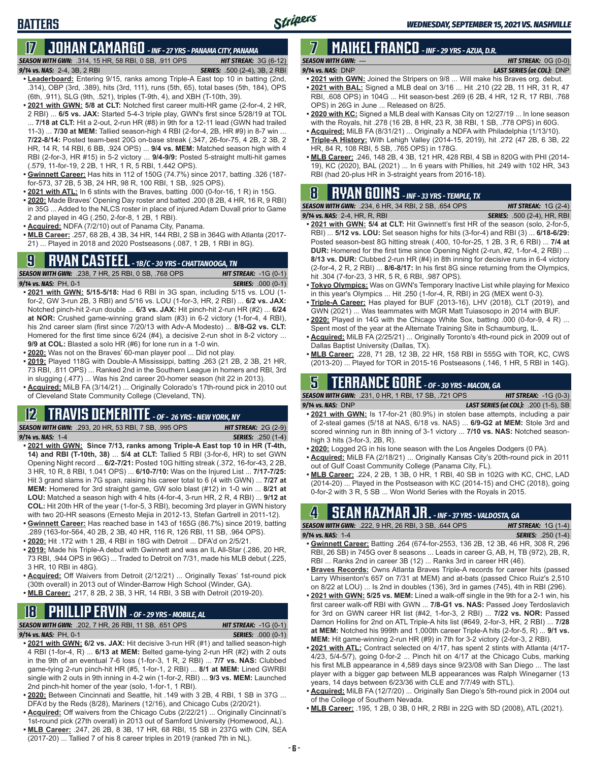## BATTERS

*WEDNESDAY, SEPTEMBER 15, 2021 VS. NASHVILLE*

## 17 JOHAN CAMARGO - *INF - 27 YRS - PANAMA CITY, PANAMA*

*SEASON WITH GWN:* .314, 15 HR, 58 RBI, 0 SB, .911 OPS — *HIT STREAK:* 3G (6-12)
*9/14 vs. NAS:* 2-4, 3B, 2 RBI — *SERIES:* .500 (2-4), 3B, 2 RBI

- **Leaderboard:** Entering 9/15, ranks among Triple-A East top 10 in batting (2nd, .314), OBP (3rd, .389), hits (3rd, 111), runs (5th, 65), total bases (5th, 184), OPS (6th, .911), SLG (9th, .521), triples (T-9th, 4), and XBH (T-10th, 39).
- **2021 with GWN: 5/8 at CLT:** Notched first career multi-HR game (2-for-4, 2 HR, 2 RBI) ... **6/5 vs. JAX:** Started 5-4-3 triple play, GWN's first since 5/28/19 at TOL ... **7/18 at CLT:** Hit a 2-out, 2-run HR (#8) in 9th for a 12-11 lead (GWN had trailed 11-3) ... **7/30 at MEM:** Tallied season-high 4 RBI (2-for-4, 2B, HR #9) in 8-7 win ... **7/22-8/14:** Posted team-best 20G on-base streak (.347, 26-for-75, 4 2B, 3 2B, 2 HR, 14 R, 14 RBI, 6 BB, .924 OPS) ... **9/4 vs. MEM:** Matched season high with 4 RBI (2-for-3, HR #15) in 5-2 victory ... **9/4-9/9:** Posted 5-straight multi-hit games (.579, 11-for-19, 2 2B, 1 HR, 1 R, 5 RBI, 1.442 OPS).
- **Gwinnett Career:** Has hits in 112 of 150G (74.7%) since 2017, batting .326 (187-for-573, 37 2B, 5 3B, 24 HR, 98 R, 100 RBI, 1 SB, .925 OPS).
- **2021 with ATL:** In 6 stints with the Braves, batting .000 (0-for-16, 1 R) in 15G.
- **2020:** Made Braves' Opening Day roster and batted .200 (8 2B, 4 HR, 16 R, 9 RBI) in 35G ... Added to the NLCS roster in place of injured Adam Duvall prior to Game 2 and played in 4G (.250, 2-for-8, 1 2B, 1 RBI).
- **Acquired:** NDFA (7/2/10) out of Panama City, Panama.
- **MLB Career:** .257, 68 2B, 4 3B, 34 HR, 144 RBI, 2 SB in 364G with Atlanta (2017-21) ... Played in 2018 and 2020 Postseasons (.087, 1 2B, 1 RBI in 8G).

## 9 RYAN CASTEEL - *1B/C - 30 YRS - CHATTANOOGA, TN*

*SEASON WITH GWN:* .238, 7 HR, 25 RBI, 0 SB, .768 OPS — *HIT STREAK:* -1G (0-1)
*9/14 vs. NAS:* PH, 0-1 — *SERIES:* .000 (0-1)

- **2021 with GWN: 5/15-5/18:** Had 6 RBI in 3G span, including 5/15 vs. LOU (1-for-2, GW 3-run 2B, 3 RBI) and 5/16 vs. LOU (1-for-3, HR, 2 RBI) ... **6/2 vs. JAX:** Notched pinch-hit 2-run double ... **6/3 vs. JAX:** Hit pinch-hit 2-run HR (#2) ... **6/24 at NOR:** Crushed game-winning grand slam (#3) in 6-2 victory (1-for-4, 4 RBI), his 2nd career slam (first since 7/20/13 with Adv-A Modesto) ... **8/8-G2 vs. CLT:** Homered for the first time since 6/24 (#4), a decisive 2-run shot in 8-2 victory ... **9/9 at COL:** Blasted a solo HR (#6) for lone run in a 1-0 win.
- **2020:** Was not on the Braves' 60-man player pool ... Did not play.
- **2019:** Played 118G with Double-A Mississippi, batting .263 (21 2B, 2 3B, 21 HR, 73 RBI, .811 OPS) ... Ranked 2nd in the Southern League in homers and RBI, 3rd in slugging (.477) ... Was his 2nd career 20-homer season (hit 22 in 2013).
- **Acquired:** MiLB FA (3/14/21) ... Originally Colorado's 17th-round pick in 2010 out of Cleveland State Community College (Cleveland, TN).

## 12 TRAVIS DEMERITTE - *OF - 26 YRS - NEW YORK, NY*

*SEASON WITH GWN:* .293, 20 HR, 53 RBI, 7 SB, .995 OPS — *HIT STREAK:* 2G (2-9)
*9/14 vs. NAS:* 1-4 — *SERIES:* .250 (1-4)

- **2021 with GWN: Since 7/13, ranks among Triple-A East top 10 in HR (T-4th, 14) and RBI (T-10th, 38)** ... **5/4 at CLT:** Tallied 5 RBI (3-for-6, HR) to set GWN Opening Night record ... **6/2-7/21:** Posted 10G hitting streak (.372, 16-for-43, 2 2B, 3 HR, 10 R, 8 RBI, 1.041 OPS) ... **6/10-7/10:** Was on the Injured List ... **7/17-7/25:** Hit 3 grand slams in 7G span, raising his career total to 6 (4 with GWN) ... **7/27 at MEM:** Homered for 3rd straight game, GW solo blast (#12) in 1-0 win ... **8/21 at LOU:** Matched a season high with 4 hits (4-for-4, 3-run HR, 2 R, 4 RBI) ... **9/12 at COL:** Hit 20th HR of the year (1-for-5, 3 RBI), becoming 3rd player in GWN history with two 20-HR seasons (Ernesto Mejia in 2012-13, Stefan Gartrell in 2011-12).
- **Gwinnett Career:** Has reached base in 143 of 165G (86.7%) since 2019, batting .289 (163-for-564, 40 2B, 2 3B, 40 HR, 116 R, 126 RBI, 11 SB, .964 OPS).
- **2020:** Hit .172 with 1 2B, 4 RBI in 18G with Detroit ... DFA'd on 2/5/21.
- **2019:** Made his Triple-A debut with Gwinnett and was an IL All-Star (.286, 20 HR, 73 RBI, .944 OPS in 96G) ... Traded to Detroit on 7/31, made his MLB debut (.225, 3 HR, 10 RBI in 48G).
- **Acquired:** Off Waivers from Detroit (2/12/21) ... Originally Texas' 1st-round pick (30th overall) in 2013 out of Winder-Barrow High School (Winder, GA).
- **MLB Career:** .217, 8 2B, 2 3B, 3 HR, 14 RBI, 3 SB with Detroit (2019-20).

## 18 PHILLIP ERVIN - *OF - 29 YRS - MOBILE, AL*

*SEASON WITH GWN:* .202, 7 HR, 26 RBI, 11 SB, .651 OPS — *HIT STREAK:* -1G (0-1)
*9/14 vs. NAS:* PH, 0-1 — *SERIES:* .000 (0-1)

- **2021 with GWN: 6/2 vs. JAX:** Hit decisive 3-run HR (#1) and tallied season-high 4 RBI (1-for-4, R) ... **6/13 at MEM:** Belted game-tying 2-run HR (#2) with 2 outs in the 9th of an eventual 7-6 loss (1-for-3, 1 R, 2 RBI) ... **7/7 vs. NAS:** Clubbed game-tying 2-run pinch-hit HR (#5, 1-for-1, 2 RBI) ... **8/1 at MEM:** Lined GWRBI single with 2 outs in 9th inning in 4-2 win (1-for-2, RBI) ... **9/3 vs. MEM:** Launched 2nd pinch-hit homer of the year (solo, 1-for-1, 1 RBI).
- **2020:** Between Cincinnati and Seattle, hit .149 with 3 2B, 4 RBI, 1 SB in 37G ... DFA'd by the Reds (8/28), Mariners (12/16), and Chicago Cubs (2/20/21).
- **Acquired:** Off waivers from the Chicago Cubs (2/22/21) ... Originally Cincinnati's 1st-round pick (27th overall) in 2013 out of Samford University (Homewood, AL).
- **MLB Career:** .247, 26 2B, 8 3B, 17 HR, 68 RBI, 15 SB in 237G with CIN, SEA (2017-20) ... Tallied 7 of his 8 career triples in 2019 (ranked 7th in NL).

## 7 MAIKEL FRANCO - *INF - 29 YRS - AZUA, D.R.*

*SEASON WITH GWN:* --- — *HIT STREAK:* 0G (0-0)
*9/14 vs. NAS:* DNP — *LAST SERIES (at COL):* DNP

- **2021 with GWN:** Joined the Stripers on 9/8 ... Will make his Braves org. debut.
- **2021 with BAL:** Signed a MLB deal on 3/16 ... Hit .210 (22 2B, 11 HR, 31 R, 47 RBI, .608 OPS) in 104G ... Hit season-best .269 (6 2B, 4 HR, 12 R, 17 RBI, .768 OPS) in 26G in June ... Released on 8/25.
- **2020 with KC:** Signed a MLB deal with Kansas City on 12/27/19 ... In lone season with the Royals, hit .278 (16 2B, 8 HR, 23 R, 38 RBI, 1 SB, .778 OPS) in 60G.
- **Acquired:** MiLB FA (8/31/21) ... Originally a NDFA with Philadelphia (1/13/10).
- **Triple-A History:** With Lehigh Valley (2014-15, 2019), hit .272 (47 2B, 6 3B, 22 HR, 84 R, 108 RBI, 5 SB, .765 OPS) in 178G.
- **MLB Career:** .246, 148 2B, 4 3B, 121 HR, 428 RBI, 4 SB in 820G with PHI (2014-19), KC (2020), BAL (2021) ... In 6 years with Phillies, hit .249 with 102 HR, 343 RBI (had 20-plus HR in 3-straight years from 2016-18).

## 8 RYAN GOINS - *INF - 33 YRS - TEMPLE, TX*

*SEASON WITH GWN:* .234, 6 HR, 34 RBI, 2 SB, .654 OPS — *HIT STREAK:* 1G (2-4)
*9/14 vs. NAS:* 2-4, HR, R, RBI — *SERIES:* .500 (2-4), HR, RBI

- **2021 with GWN: 5/4 at CLT:** Hit Gwinnett's first HR of the season (solo, 2-for-5, RBI) ... **5/12 vs. LOU:** Set season highs for hits (3-for-4) and RBI (3) ... **6/18-6/29:** Posted season-best 8G hitting streak (.400, 10-for-25, 1 2B, 3 R, 6 RBI) ... **7/4 at DUR:** Homered for the first time since Opening Night (2-run, #2, 1-for-4, 2 RBI) ... **8/13 vs. DUR:** Clubbed 2-run HR (#4) in 8th inning for decisive runs in 6-4 victory (2-for-4, 2 R, 2 RBI) ... **8/6-8/17:** In his first 8G since returning from the Olympics, hit .304 (7-for-23, 3 HR, 5 R, 6 RBI, .987 OPS).
- **Tokyo Olympics:** Was on GWN's Temporary Inactive List while playing for Mexico in this year's Olympics ... Hit .250 (1-for-4, R, RBI) in 2G (MEX went 0-3).
- **Triple-A Career:** Has played for BUF (2013-16), LHV (2018), CLT (2019), and GWN (2021) ... Was teammates with MGR Matt Tuiasosopo in 2014 with BUF.
- **2020:** Played in 14G with the Chicago White Sox, batting .000 (0-for-9, 4 R) ... Spent most of the year at the Alternate Training Site in Schaumburg, IL.
- **Acquired:** MiLB FA (2/25/21) ... Originally Toronto's 4th-round pick in 2009 out of Dallas Baptist University (Dallas, TX).
- **MLB Career:** .228, 71 2B, 12 3B, 22 HR, 158 RBI in 555G with TOR, KC, CWS (2013-20) ... Played for TOR in 2015-16 Postseasons (.146, 1 HR, 5 RBI in 14G).

## 5 TERRANCE GORE - *OF - 30 YRS - MACON, GA*

*SEASON WITH GWN:* .231, 0 HR, 1 RBI, 17 SB, .721 OPS — *HIT STREAK:* -1G (0-3)
*9/14 vs. NAS:* DNP — *LAST SERIES (at COL):* .200 (1-5), SB

- **2021 with GWN:** Is 17-for-21 (80.9%) in stolen base attempts, including a pair of 2-steal games (5/18 at NAS, 6/18 vs. NAS) ... **6/9-G2 at MEM:** Stole 3rd and scored winning run in 8th inning of 3-1 victory ... **7/10 vs. NAS:** Notched season-high 3 hits (3-for-3, 2B, R).
- **2020:** Logged 2G in his lone season with the Los Angeles Dodgers (0 PA).
- **Acquired:** MiLB FA (2/18/21) ... Originally Kansas City's 20th-round pick in 2011 out of Gulf Coast Community College (Panama City, FL).
- **MLB Career:** .224, 2 2B, 1 3B, 0 HR, 1 RBI, 40 SB in 102G with KC, CHC, LAD (2014-20) ... Played in the Postseason with KC (2014-15) and CHC (2018), going 0-for-2 with 3 R, 5 SB ... Won World Series with the Royals in 2015.

## 4 SEAN KAZMAR JR. - *INF - 37 YRS - VALDOSTA, GA*

*SEASON WITH GWN:* .222, 9 HR, 26 RBI, 3 SB, .644 OPS — *HIT STREAK:* 1G (1-4)
*9/14 vs. NAS:* 1-4 — *SERIES:* .250 (1-4)

- **Gwinnett Career:** Batting .264 (674-for-2553, 136 2B, 12 3B, 46 HR, 308 R, 296 RBI, 26 SB) in 745G over 8 seasons ... Leads in career G, AB, H, TB (972), 2B, R, RBI ... Ranks 2nd in career 3B (12) ... Ranks 3rd in career HR (46).
- **Braves Records:** Owns Atlanta Braves Triple-A records for career hits (passed Larry Whisenton's 657 on 7/31 at MEM) and at-bats (passed Chico Ruiz's 2,510 on 8/22 at LOU) ... Is 2nd in doubles (136), 3rd in games (745), 4th in RBI (296).
- **2021 with GWN: 5/25 vs. MEM:** Lined a walk-off single in the 9th for a 2-1 win, his first career walk-off RBI with GWN ... **7/8-G1 vs. NAS:** Passed Joey Terdoslavich for 3rd on GWN career HR list (#42, 1-for-3, 2 RBI) ... **7/22 vs. NOR:** Passed Damon Hollins for 2nd on ATL Triple-A hits list (#649, 2-for-3, HR, 2 RBI) ... **7/28 at MEM:** Notched his 999th and 1,000th career Triple-A hits (2-for-5, R) ... **9/1 vs. MEM:** Hit game-winning 2-run HR (#9) in 7th for 3-2 victory (2-for-3, 2 RBI).
- **2021 with ATL:** Contract selected on 4/17, has spent 2 stints with Atlanta (4/17-4/23, 5/4-5/7), going 0-for-2 ... Pinch hit on 4/17 at the Chicago Cubs, marking his first MLB appearance in 4,589 days since 9/23/08 with San Diego ... The last player with a bigger gap between MLB appearances was Ralph Winegarner (13 years, 14 days between 6/23/36 with CLE and 7/7/49 with STL).
- **Acquired:** MiLB FA (12/7/20) ... Originally San Diego's 5th-round pick in 2004 out of the College of Southern Nevada.
- **MLB Career:** .195, 1 2B, 0 3B, 0 HR, 2 RBI in 22G with SD (2008), ATL (2021).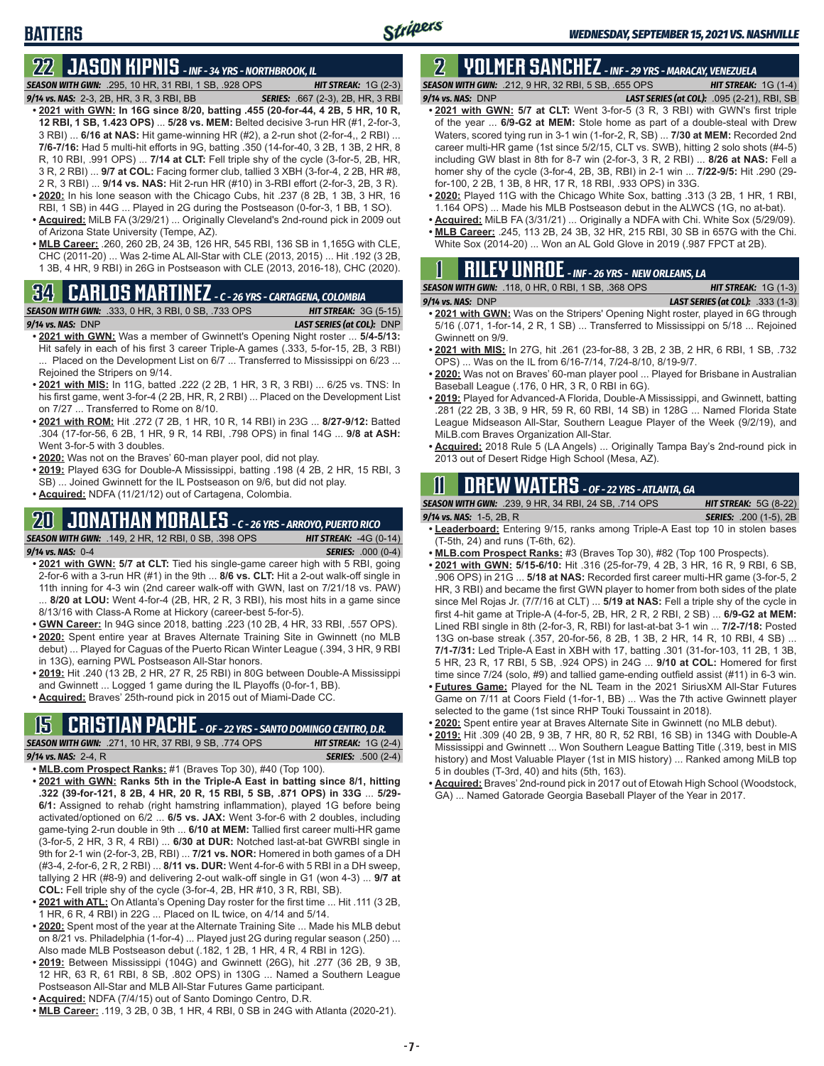## 22 JASON KIPNIS - INF - 34 YRS - NORTHBROOK, IL

**SEASON WITH GWN:** .295, 10 HR, 31 RBI, 1 SB, .928 OPS **HIT STREAK:** 1G (2-3)
**9/14 vs. NAS:** 2-3, 2B, HR, 3 R, 3 RBI, BB **SERIES:** .667 (2-3), 2B, HR, 3 RBI

- **2021 with GWN: In 16G since 8/20, batting .455 (20-for-44, 4 2B, 5 HR, 10 R, 12 RBI, 1 SB, 1.423 OPS)** ... **5/28 vs. MEM:** Belted decisive 3-run HR (#1, 2-for-3, 3 RBI) ... **6/16 at NAS:** Hit game-winning HR (#2), a 2-run shot (2-for-4,, 2 RBI) ... **7/6-7/16:** Had 5 multi-hit efforts in 9G, batting .350 (14-for-40, 3 2B, 1 3B, 2 HR, 8 R, 10 RBI, .991 OPS) ... **7/14 at CLT:** Fell triple shy of the cycle (3-for-5, 2B, HR, 3 R, 2 RBI) ... **9/7 at COL:** Facing former club, tallied 3 XBH (3-for-4, 2 2B, HR #8, 2 R, 3 RBI) ... **9/14 vs. NAS:** Hit 2-run HR (#10) in 3-RBI effort (2-for-3, 2B, 3 R).
- **2020:** In his lone season with the Chicago Cubs, hit .237 (8 2B, 1 3B, 3 HR, 16 RBI, 1 SB) in 44G ... Played in 2G during the Postseason (0-for-3, 1 BB, 1 SO).
- **Acquired:** MiLB FA (3/29/21) ... Originally Cleveland's 2nd-round pick in 2009 out of Arizona State University (Tempe, AZ).
- **MLB Career:** .260, 260 2B, 24 3B, 126 HR, 545 RBI, 136 SB in 1,165G with CLE, CHC (2011-20) ... Was 2-time AL All-Star with CLE (2013, 2015) ... Hit .192 (3 2B, 1 3B, 4 HR, 9 RBI) in 26G in Postseason with CLE (2013, 2016-18), CHC (2020).

## 34 CARLOS MARTINEZ - C - 26 YRS - CARTAGENA, COLOMBIA

**SEASON WITH GWN:** .333, 0 HR, 3 RBI, 0 SB, .733 OPS **HIT STREAK:** 3G (5-15)
**9/14 vs. NAS:** DNP **LAST SERIES (at COL):** DNP

- **2021 with GWN:** Was a member of Gwinnett's Opening Night roster ... **5/4-5/13:** Hit safely in each of his first 3 career Triple-A games (.333, 5-for-15, 2B, 3 RBI) ... Placed on the Development List on 6/7 ... Transferred to Mississippi on 6/23 ... Rejoined the Stripers on 9/14.
- **2021 with MIS:** In 11G, batted .222 (2 2B, 1 HR, 3 R, 3 RBI) ... 6/25 vs. TNS: In his first game, went 3-for-4 (2 2B, HR, R, 2 RBI) ... Placed on the Development List on 7/27 ... Transferred to Rome on 8/10.
- **2021 with ROM:** Hit .272 (7 2B, 1 HR, 10 R, 14 RBI) in 23G ... **8/27-9/12:** Batted .304 (17-for-56, 6 2B, 1 HR, 9 R, 14 RBI, .798 OPS) in final 14G ... **9/8 at ASH:** Went 3-for-5 with 3 doubles.
- **2020:** Was not on the Braves' 60-man player pool, did not play.
- **2019:** Played 63G for Double-A Mississippi, batting .198 (4 2B, 2 HR, 15 RBI, 3 SB) ... Joined Gwinnett for the IL Postseason on 9/6, but did not play.
- **Acquired:** NDFA (11/21/12) out of Cartagena, Colombia.

## 20 JONATHAN MORALES - C - 26 YRS - ARROYO, PUERTO RICO

**SEASON WITH GWN:** .149, 2 HR, 12 RBI, 0 SB, .398 OPS **HIT STREAK:** -4G (0-14)
**9/14 vs. NAS:** 0-4 **SERIES:** .000 (0-4)

- **2021 with GWN: 5/7 at CLT:** Tied his single-game career high with 5 RBI, going 2-for-6 with a 3-run HR (#1) in the 9th ... **8/6 vs. CLT:** Hit a 2-out walk-off single in 11th inning for 4-3 win (2nd career walk-off with GWN, last on 7/21/18 vs. PAW) ... **8/20 at LOU:** Went 4-for-4 (2B, HR, 2 R, 3 RBI), his most hits in a game since 8/13/16 with Class-A Rome at Hickory (career-best 5-for-5).
- **GWN Career:** In 94G since 2018, batting .223 (10 2B, 4 HR, 33 RBI, .557 OPS).
- **2020:** Spent entire year at Braves Alternate Training Site in Gwinnett (no MLB debut) ... Played for Caguas of the Puerto Rican Winter League (.394, 3 HR, 9 RBI in 13G), earning PWL Postseason All-Star honors.
- **2019:** Hit .240 (13 2B, 2 HR, 27 R, 25 RBI) in 80G between Double-A Mississippi and Gwinnett ... Logged 1 game during the IL Playoffs (0-for-1, BB).
- **Acquired:** Braves' 25th-round pick in 2015 out of Miami-Dade CC.

## 15 CRISTIAN PACHE - OF - 22 YRS - SANTO DOMINGO CENTRO, D.R.

**SEASON WITH GWN:** .271, 10 HR, 37 RBI, 9 SB, .774 OPS **HIT STREAK:** 1G (2-4)
**9/14 vs. NAS:** 2-4, R **SERIES:** .500 (2-4)

- **MLB.com Prospect Ranks:** #1 (Braves Top 30), #40 (Top 100).
- **2021 with GWN: Ranks 5th in the Triple-A East in batting since 8/1, hitting .322 (39-for-121, 8 2B, 4 HR, 20 R, 15 RBI, 5 SB, .871 OPS) in 33G** ... **5/29-6/1:** Assigned to rehab (right hamstring inflammation), played 1G before being activated/optioned on 6/2 ... **6/5 vs. JAX:** Went 3-for-6 with 2 doubles, including game-tying 2-run double in 9th ... **6/10 at MEM:** Tallied first career multi-HR game (3-for-5, 2 HR, 3 R, 4 RBI) ... **6/30 at DUR:** Notched last-at-bat GWRBI single in 9th for 2-1 win (2-for-3, 2B, RBI) ... **7/21 vs. NOR:** Homered in both games of a DH (#3-4, 2-for-6, 2 R, 2 RBI) ... **8/11 vs. DUR:** Went 4-for-6 with 5 RBI in a DH sweep, tallying 2 HR (#8-9) and delivering 2-out walk-off single in G1 (won 4-3) ... **9/7 at COL:** Fell triple shy of the cycle (3-for-4, 2B, HR #10, 3 R, RBI, SB).
- **2021 with ATL:** On Atlanta's Opening Day roster for the first time ... Hit .111 (3 2B, 1 HR, 6 R, 4 RBI) in 22G ... Placed on IL twice, on 4/14 and 5/14.
- **2020:** Spent most of the year at the Alternate Training Site ... Made his MLB debut on 8/21 vs. Philadelphia (1-for-4) ... Played just 2G during regular season (.250) ... Also made MLB Postseason debut (.182, 1 2B, 1 HR, 4 R, 4 RBI in 12G).
- **2019:** Between Mississippi (104G) and Gwinnett (26G), hit .277 (36 2B, 9 3B, 12 HR, 63 R, 61 RBI, 8 SB, .802 OPS) in 130G ... Named a Southern League Postseason All-Star and MLB All-Star Futures Game participant.
- **Acquired:** NDFA (7/4/15) out of Santo Domingo Centro, D.R.
- **MLB Career:** .119, 3 2B, 0 3B, 1 HR, 4 RBI, 0 SB in 24G with Atlanta (2020-21).

## 2 YOLMER SANCHEZ - INF - 29 YRS - MARACAY, VENEZUELA

**SEASON WITH GWN:** .212, 9 HR, 32 RBI, 5 SB, .655 OPS **HIT STREAK:** 1G (1-4)
**9/14 vs. NAS:** DNP **LAST SERIES (at COL):** .095 (2-21), RBI, SB

- **2021 with GWN:** 5/7 at CLT: Went 3-for-5 (3 R, 3 RBI) with GWN's first triple of the year ... **6/9-G2 at MEM:** Stole home as part of a double-steal with Drew Waters, scored tying run in 3-1 win (1-for-2, R, SB) ... **7/30 at MEM:** Recorded 2nd career multi-HR game (1st since 5/2/15, CLT vs. SWB), hitting 2 solo shots (#4-5) including GW blast in 8th for 8-7 win (2-for-3, 3 R, 2 RBI) ... **8/26 at NAS:** Fell a homer shy of the cycle (3-for-4, 2B, 3B, RBI) in 2-1 win ... **7/22-9/5:** Hit .290 (29-for-100, 2 2B, 1 3B, 8 HR, 17 R, 18 RBI, .933 OPS) in 33G.
- **2020:** Played 11G with the Chicago White Sox, batting .313 (3 2B, 1 HR, 1 RBI, 1.164 OPS) ... Made his MLB Postseason debut in the ALWCS (1G, no at-bat).
- **Acquired:** MiLB FA (3/31/21) ... Originally a NDFA with Chi. White Sox (5/29/09).
- **MLB Career:** .245, 113 2B, 24 3B, 32 HR, 215 RBI, 30 SB in 657G with the Chi. White Sox (2014-20) ... Won an AL Gold Glove in 2019 (.987 FPCT at 2B).

## 1 RILEY UNROE - INF - 26 YRS - NEW ORLEANS, LA

**SEASON WITH GWN:** .118, 0 HR, 0 RBI, 1 SB, .368 OPS **HIT STREAK:** 1G (1-3)
**9/14 vs. NAS:** DNP **LAST SERIES (at COL):** .333 (1-3)

- **2021 with GWN:** Was on the Stripers' Opening Night roster, played in 6G through 5/16 (.071, 1-for-14, 2 R, 1 SB) ... Transferred to Mississippi on 5/18 ... Rejoined Gwinnett on 9/9.
- **2021 with MIS:** In 27G, hit .261 (23-for-88, 3 2B, 2 3B, 2 HR, 6 RBI, 1 SB, .732 OPS) ... Was on the IL from 6/16-7/14, 7/24-8/10, 8/19-9/7.
- **2020:** Was not on Braves' 60-man player pool ... Played for Brisbane in Australian Baseball League (.176, 0 HR, 3 R, 0 RBI in 6G).
- **2019:** Played for Advanced-A Florida, Double-A Mississippi, and Gwinnett, batting .281 (22 2B, 3 3B, 9 HR, 59 R, 60 RBI, 14 SB) in 128G ... Named Florida State League Midseason All-Star, Southern League Player of the Week (9/2/19), and MiLB.com Braves Organization All-Star.
- **Acquired:** 2018 Rule 5 (LA Angels) ... Originally Tampa Bay's 2nd-round pick in 2013 out of Desert Ridge High School (Mesa, AZ).

## 11 DREW WATERS - OF - 22 YRS - ATLANTA, GA

**SEASON WITH GWN:** .239, 9 HR, 34 RBI, 24 SB, .714 OPS **HIT STREAK:** 5G (8-22)
**9/14 vs. NAS:** 1-5, 2B, R **SERIES:** .200 (1-5), 2B

- **Leaderboard:** Entering 9/15, ranks among Triple-A East top 10 in stolen bases (T-5th, 24) and runs (T-6th, 62).
- **MLB.com Prospect Ranks:** #3 (Braves Top 30), #82 (Top 100 Prospects).
- **2021 with GWN: 5/15-6/10:** Hit .316 (25-for-79, 4 2B, 3 HR, 16 R, 9 RBI, 6 SB, .906 OPS) in 21G ... **5/18 at NAS:** Recorded first career multi-HR game (3-for-5, 2 HR, 3 RBI) and became the first GWN player to homer from both sides of the plate since Mel Rojas Jr. (7/7/16 at CLT) ... **5/19 at NAS:** Fell a triple shy of the cycle in first 4-hit game at Triple-A (4-for-5, 2B, HR, 2 R, 2 RBI, 2 SB) ... **6/9-G2 at MEM:** Lined RBI single in 8th (2-for-3, R, RBI) for last-at-bat 3-1 win ... **7/2-7/18:** Posted 13G on-base streak (.357, 20-for-56, 8 2B, 1 3B, 2 HR, 14 R, 10 RBI, 4 SB) ... **7/1-7/31:** Led Triple-A East in XBH with 17, batting .301 (31-for-103, 11 2B, 1 3B, 5 HR, 23 R, 17 RBI, 5 SB, .924 OPS) in 24G ... **9/10 at COL:** Homered for first time since 7/24 (solo, #9) and tallied game-ending outfield assist (#11) in 6-3 win.
- **Futures Game:** Played for the NL Team in the 2021 SiriusXM All-Star Futures Game on 7/11 at Coors Field (1-for-1, BB) ... Was the 7th active Gwinnett player selected to the game (1st since RHP Touki Toussaint in 2018).
- **2020:** Spent entire year at Braves Alternate Site in Gwinnett (no MLB debut).
- **2019:** Hit .309 (40 2B, 9 3B, 7 HR, 80 R, 52 RBI, 16 SB) in 134G with Double-A Mississippi and Gwinnett ... Won Southern League Batting Title (.319, best in MIS history) and Most Valuable Player (1st in MIS history) ... Ranked among MiLB top 5 in doubles (T-3rd, 40) and hits (5th, 163).
- **Acquired:** Braves' 2nd-round pick in 2017 out of Etowah High School (Woodstock, GA) ... Named Gatorade Georgia Baseball Player of the Year in 2017.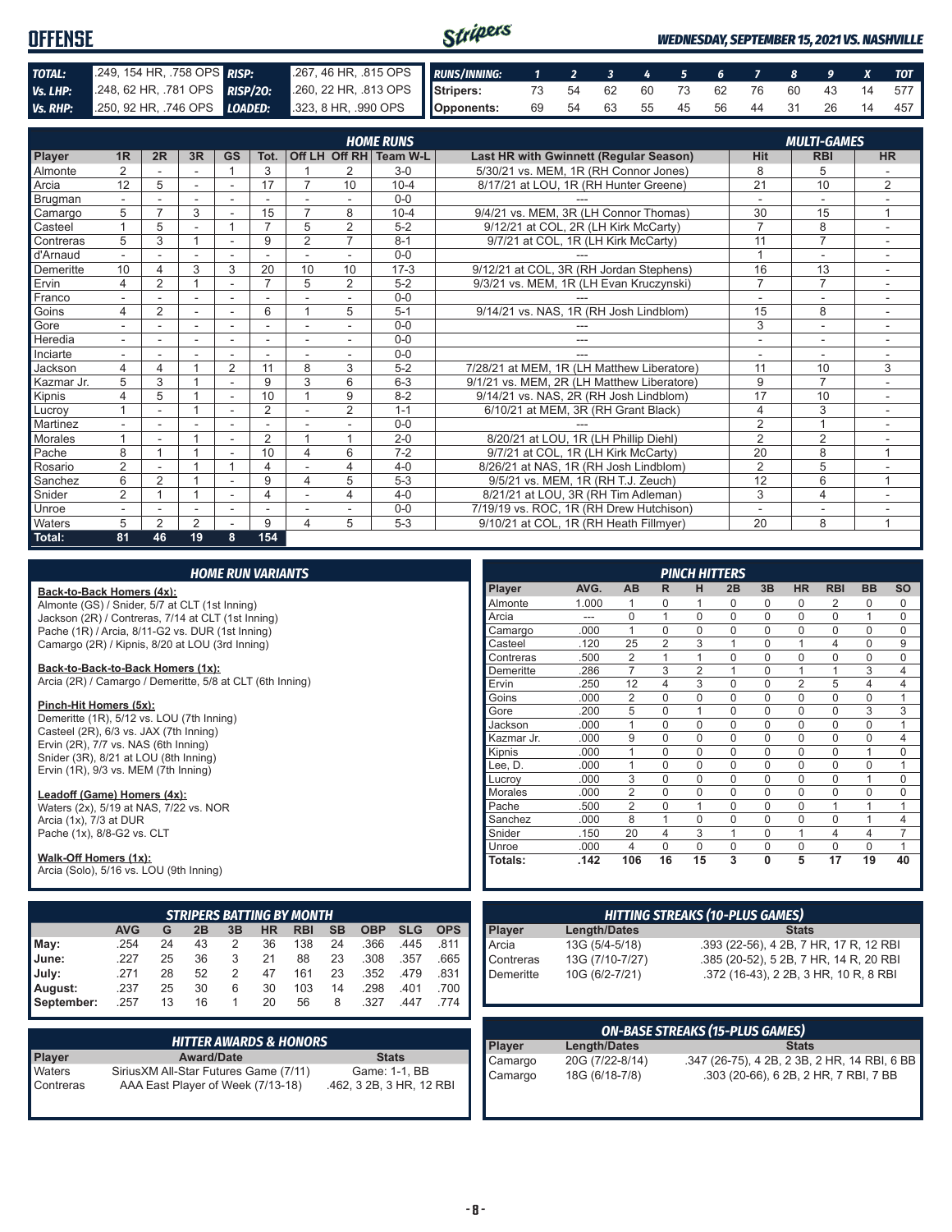# OFFENSE

*WEDNESDAY, SEPTEMBER 15, 2021 VS. NASHVILLE*

| | | | |
|---|---|---|---|
| **TOTAL:** | .249, 154 HR, .758 OPS | **RISP:** | .267, 46 HR, .815 OPS |
| **Vs. LHP:** | .248, 62 HR, .781 OPS | **RISP/2O:** | .260, 22 HR, .813 OPS |
| **Vs. RHP:** | .250, 92 HR, .746 OPS | **LOADED:** | .323, 8 HR, .990 OPS |

| RUNS/INNING: | 1 | 2 | 3 | 4 | 5 | 6 | 7 | 8 | 9 | X | TOT |
|---|---|---|---|---|---|---|---|---|---|---|---|
| Stripers: | 73 | 54 | 62 | 60 | 73 | 62 | 76 | 60 | 43 | 14 | 577 |
| Opponents: | 69 | 54 | 63 | 55 | 45 | 56 | 44 | 31 | 26 | 14 | 457 |

## HOME RUNS / MULTI-GAMES

| Player | 1R | 2R | 3R | GS | Tot. | Off LH | Off RH | Team W-L | Last HR with Gwinnett (Regular Season) | Hit | RBI | HR |
|---|---|---|---|---|---|---|---|---|---|---|---|---|
| Almonte | 2 | - | - | 1 | 3 | 1 | 2 | 3-0 | 5/30/21 vs. MEM, 1R (RH Connor Jones) | 8 | 5 | - |
| Arcia | 12 | 5 | - | - | 17 | 7 | 10 | 10-4 | 8/17/21 at LOU, 1R (RH Hunter Greene) | 21 | 10 | 2 |
| Brugman | - | - | - | - | - | - | - | 0-0 | --- | - | - | - |
| Camargo | 5 | 7 | 3 | - | 15 | 7 | 8 | 10-4 | 9/4/21 vs. MEM, 3R (LH Connor Thomas) | 30 | 15 | 1 |
| Casteel | 1 | 5 | - | 1 | 7 | 5 | 2 | 5-2 | 9/12/21 at COL, 2R (LH Kirk McCarty) | 7 | 8 | - |
| Contreras | 5 | 3 | 1 | - | 9 | 2 | 7 | 8-1 | 9/7/21 at COL, 1R (LH Kirk McCarty) | 11 | 7 | - |
| d'Arnaud | - | - | - | - | - | - | - | 0-0 | --- | 1 | - | - |
| Demeritte | 10 | 4 | 3 | 3 | 20 | 10 | 10 | 17-3 | 9/12/21 at COL, 3R (RH Jordan Stephens) | 16 | 13 | - |
| Ervin | 4 | 2 | 1 | - | 7 | 5 | 2 | 5-2 | 9/3/21 vs. MEM, 1R (LH Evan Kruczynski) | 7 | 7 | - |
| Franco | - | - | - | - | - | - | - | 0-0 | --- | - | - | - |
| Goins | 4 | 2 | - | - | 6 | 1 | 5 | 5-1 | 9/14/21 vs. NAS, 1R (RH Josh Lindblom) | 15 | 8 | - |
| Gore | - | - | - | - | - | - | - | 0-0 | --- | 3 | - | - |
| Heredia | - | - | - | - | - | - | - | 0-0 | --- | - | - | - |
| Inciarte | - | - | - | - | - | - | - | 0-0 | --- | - | - | - |
| Jackson | 4 | 4 | 1 | 2 | 11 | 8 | 3 | 5-2 | 7/28/21 at MEM, 1R (LH Matthew Liberatore) | 11 | 10 | 3 |
| Kazmar Jr. | 5 | 3 | 1 | - | 9 | 3 | 6 | 6-3 | 9/1/21 vs. MEM, 2R (LH Matthew Liberatore) | 9 | 7 | - |
| Kipnis | 4 | 5 | 1 | - | 10 | 1 | 9 | 8-2 | 9/14/21 vs. NAS, 2R (RH Josh Lindblom) | 17 | 10 | - |
| Lucroy | 1 | - | 1 | - | 2 | - | 2 | 1-1 | 6/10/21 at MEM, 3R (RH Grant Black) | 4 | 3 | - |
| Martinez | - | - | - | - | - | - | - | 0-0 | --- | 2 | 1 | - |
| Morales | 1 | - | 1 | - | 2 | 1 | 1 | 2-0 | 8/20/21 at LOU, 1R (LH Phillip Diehl) | 2 | 2 | - |
| Pache | 8 | 1 | 1 | - | 10 | 4 | 6 | 7-2 | 9/7/21 at COL, 1R (LH Kirk McCarty) | 20 | 8 | 1 |
| Rosario | 2 | - | 1 | 1 | 4 | - | 4 | 4-0 | 8/26/21 at NAS, 1R (RH Josh Lindblom) | 2 | 5 | - |
| Sanchez | 6 | 2 | 1 | - | 9 | 4 | 5 | 5-3 | 9/5/21 vs. MEM, 1R (RH T.J. Zeuch) | 12 | 6 | 1 |
| Snider | 2 | 1 | 1 | - | 4 | - | 4 | 4-0 | 8/21/21 at LOU, 3R (RH Tim Adleman) | 3 | 4 | - |
| Unroe | - | - | - | - | - | - | - | 0-0 | 7/19/19 vs. ROC, 1R (RH Drew Hutchison) | - | - | - |
| Waters | 5 | 2 | 2 | - | 9 | 4 | 5 | 5-3 | 9/10/21 at COL, 1R (RH Heath Fillmyer) | 20 | 8 | 1 |
| **Total:** | **81** | **46** | **19** | **8** | **154** | | | | | | | |

## HOME RUN VARIANTS

**Back-to-Back Homers (4x):**
Almonte (GS) / Snider, 5/7 at CLT (1st Inning)
Jackson (2R) / Contreras, 7/14 at CLT (1st Inning)
Pache (1R) / Arcia, 8/11-G2 vs. DUR (1st Inning)
Camargo (2R) / Kipnis, 8/20 at LOU (3rd Inning)

**Back-to-Back-to-Back Homers (1x):**
Arcia (2R) / Camargo / Demeritte, 5/8 at CLT (6th Inning)

**Pinch-Hit Homers (5x):**
Demeritte (1R), 5/12 vs. LOU (7th Inning)
Casteel (2R), 6/3 vs. JAX (7th Inning)
Ervin (2R), 7/7 vs. NAS (6th Inning)
Snider (3R), 8/21 at LOU (8th Inning)
Ervin (1R), 9/3 vs. MEM (7th Inning)

**Leadoff (Game) Homers (4x):**
Waters (2x), 5/19 at NAS, 7/22 vs. NOR
Arcia (1x), 7/3 at DUR
Pache (1x), 8/8-G2 vs. CLT

**Walk-Off Homers (1x):**
Arcia (Solo), 5/16 vs. LOU (9th Inning)

## PINCH HITTERS

| Player | AVG. | AB | R | H | 2B | 3B | HR | RBI | BB | SO |
|---|---|---|---|---|---|---|---|---|---|---|
| Almonte | 1.000 | 1 | 0 | 1 | 0 | 0 | 0 | 2 | 0 | 0 |
| Arcia | --- | 0 | 1 | 0 | 0 | 0 | 0 | 0 | 1 | 0 |
| Camargo | .000 | 1 | 0 | 0 | 0 | 0 | 0 | 0 | 0 | 0 |
| Casteel | .120 | 25 | 2 | 3 | 1 | 0 | 1 | 4 | 0 | 9 |
| Contreras | .500 | 2 | 1 | 1 | 0 | 0 | 0 | 0 | 0 | 0 |
| Demeritte | .286 | 7 | 3 | 2 | 1 | 0 | 1 | 1 | 3 | 4 |
| Ervin | .250 | 12 | 4 | 3 | 0 | 0 | 2 | 5 | 4 | 4 |
| Goins | .000 | 2 | 0 | 0 | 0 | 0 | 0 | 0 | 0 | 1 |
| Gore | .200 | 5 | 0 | 1 | 0 | 0 | 0 | 0 | 3 | 3 |
| Jackson | .000 | 1 | 0 | 0 | 0 | 0 | 0 | 0 | 0 | 1 |
| Kazmar Jr. | .000 | 9 | 0 | 0 | 0 | 0 | 0 | 0 | 0 | 4 |
| Kipnis | .000 | 1 | 0 | 0 | 0 | 0 | 0 | 0 | 1 | 0 |
| Lee, D. | .000 | 1 | 0 | 0 | 0 | 0 | 0 | 0 | 0 | 1 |
| Lucroy | .000 | 3 | 0 | 0 | 0 | 0 | 0 | 0 | 1 | 0 |
| Morales | .000 | 2 | 0 | 0 | 0 | 0 | 0 | 0 | 0 | 0 |
| Pache | .500 | 2 | 0 | 1 | 0 | 0 | 0 | 1 | 1 | 1 |
| Sanchez | .000 | 8 | 1 | 0 | 0 | 0 | 0 | 0 | 1 | 4 |
| Snider | .150 | 20 | 4 | 3 | 1 | 0 | 1 | 4 | 4 | 7 |
| Unroe | .000 | 4 | 0 | 0 | 0 | 0 | 0 | 0 | 0 | 1 |
| **Totals:** | **.142** | **106** | **16** | **15** | **3** | **0** | **5** | **17** | **19** | **40** |

## STRIPERS BATTING BY MONTH

| | AVG | G | 2B | 3B | HR | RBI | SB | OBP | SLG | OPS |
|---|---|---|---|---|---|---|---|---|---|---|
| **May:** | .254 | 24 | 43 | 2 | 36 | 138 | 24 | .366 | .445 | .811 |
| **June:** | .227 | 25 | 36 | 3 | 21 | 88 | 23 | .308 | .357 | .665 |
| **July:** | .271 | 28 | 52 | 2 | 47 | 161 | 23 | .352 | .479 | .831 |
| **August:** | .237 | 25 | 30 | 6 | 30 | 103 | 14 | .298 | .401 | .700 |
| **September:** | .257 | 13 | 16 | 1 | 20 | 56 | 8 | .327 | .447 | .774 |

## HITTING STREAKS (10-PLUS GAMES)

| Player | Length/Dates | Stats |
|---|---|---|
| Arcia | 13G (5/4-5/18) | .393 (22-56), 4 2B, 7 HR, 17 R, 12 RBI |
| Contreras | 13G (7/10-7/27) | .385 (20-52), 5 2B, 7 HR, 14 R, 20 RBI |
| Demeritte | 10G (6/2-7/21) | .372 (16-43), 2 2B, 3 HR, 10 R, 8 RBI |

## HITTER AWARDS & HONORS

| Player | Award/Date | Stats |
|---|---|---|
| Waters | SiriusXM All-Star Futures Game (7/11) | Game: 1-1, BB |
| Contreras | AAA East Player of Week (7/13-18) | .462, 3 2B, 3 HR, 12 RBI |

## ON-BASE STREAKS (15-PLUS GAMES)

| Player | Length/Dates | Stats |
|---|---|---|
| Camargo | 20G (7/22-8/14) | .347 (26-75), 4 2B, 2 3B, 2 HR, 14 RBI, 6 BB |
| Camargo | 18G (6/18-7/8) | .303 (20-66), 6 2B, 2 HR, 7 RBI, 7 BB |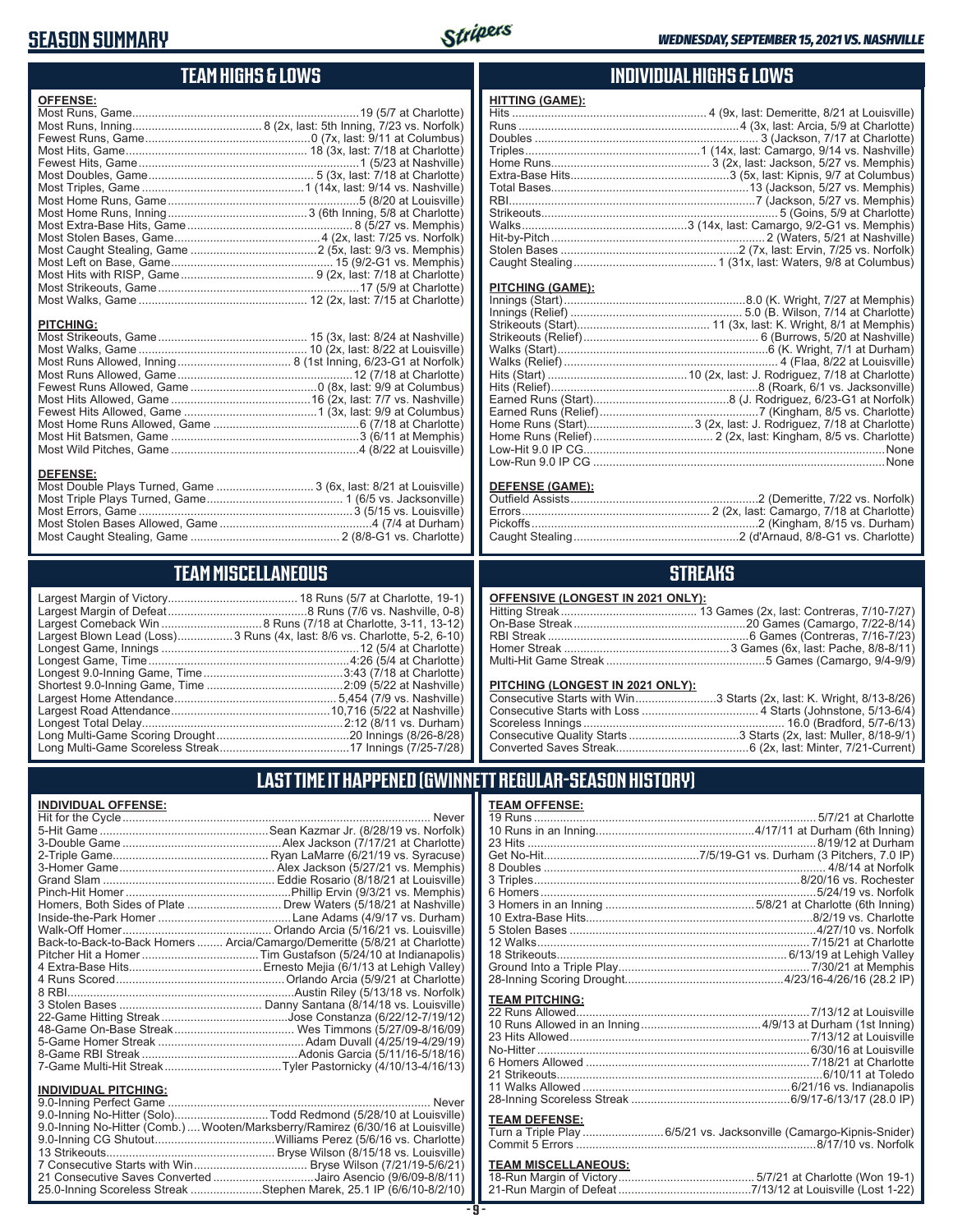# SEASON SUMMARY

*WEDNESDAY, SEPTEMBER 15, 2021 VS. NASHVILLE*

## TEAM HIGHS & LOWS

**OFFENSE:**

| | |
|---|---|
| Most Runs, Game | 19 (5/7 at Charlotte) |
| Most Runs, Inning | 8 (2x, last: 5th Inning, 7/23 vs. Norfolk) |
| Fewest Runs, Game | 0 (7x, last: 9/11 at Columbus) |
| Most Hits, Game | 18 (3x, last: 7/18 at Charlotte) |
| Fewest Hits, Game | 1 (5/23 at Nashville) |
| Most Doubles, Game | 5 (3x, last: 7/18 at Charlotte) |
| Most Triples, Game | 1 (14x, last: 9/14 vs. Nashville) |
| Most Home Runs, Game | 5 (8/20 at Louisville) |
| Most Home Runs, Inning | 3 (6th Inning, 5/8 at Charlotte) |
| Most Extra-Base Hits, Game | 8 (5/27 vs. Memphis) |
| Most Stolen Bases, Game | 4 (2x, last: 7/25 vs. Norfolk) |
| Most Caught Stealing, Game | 2 (5x, last: 9/3 vs. Memphis) |
| Most Left on Base, Game | 15 (9/2-G1 vs. Memphis) |
| Most Hits with RISP, Game | 9 (2x, last: 7/18 at Charlotte) |
| Most Strikeouts, Game | 17 (5/9 at Charlotte) |
| Most Walks, Game | 12 (2x, last: 7/15 at Charlotte) |

**PITCHING:**

| | |
|---|---|
| Most Strikeouts, Game | 15 (3x, last: 8/24 at Nashville) |
| Most Walks, Game | 10 (2x, last: 8/22 at Louisville) |
| Most Runs Allowed, Inning | 8 (1st Inning, 6/23-G1 at Norfolk) |
| Most Runs Allowed, Game | 12 (7/18 at Charlotte) |
| Fewest Runs Allowed, Game | 0 (8x, last: 9/9 at Columbus) |
| Most Hits Allowed, Game | 16 (2x, last: 7/7 vs. Nashville) |
| Fewest Hits Allowed, Game | 1 (3x, last: 9/9 at Columbus) |
| Most Home Runs Allowed, Game | 6 (7/18 at Charlotte) |
| Most Hit Batsmen, Game | 3 (6/11 at Memphis) |
| Most Wild Pitches, Game | 4 (8/22 at Louisville) |

**DEFENSE:**

| | |
|---|---|
| Most Double Plays Turned, Game | 3 (6x, last: 8/21 at Louisville) |
| Most Triple Plays Turned, Game | 1 (6/5 vs. Jacksonville) |
| Most Errors, Game | 3 (5/15 vs. Louisville) |
| Most Stolen Bases Allowed, Game | 4 (7/4 at Durham) |
| Most Caught Stealing, Game | 2 (8/8-G1 vs. Charlotte) |

## INDIVIDUAL HIGHS & LOWS

**HITTING (GAME):**

| | |
|---|---|
| Hits | 4 (9x, last: Demeritte, 8/21 at Louisville) |
| Runs | 4 (3x, last: Arcia, 5/9 at Charlotte) |
| Doubles | 3 (Jackson, 7/17 at Charlotte) |
| Triples | 1 (14x, last: Camargo, 9/14 vs. Nashville) |
| Home Runs | 3 (2x, last: Jackson, 5/27 vs. Memphis) |
| Extra-Base Hits | 3 (5x, last: Kipnis, 9/7 at Columbus) |
| Total Bases | 13 (Jackson, 5/27 vs. Memphis) |
| RBI | 7 (Jackson, 5/27 vs. Memphis) |
| Strikeouts | 5 (Goins, 5/9 at Charlotte) |
| Walks | 3 (14x, last: Camargo, 9/2-G1 vs. Memphis) |
| Hit-by-Pitch | 2 (Waters, 5/21 at Nashville) |
| Stolen Bases | 2 (7x, last: Ervin, 7/25 vs. Norfolk) |
| Caught Stealing | 1 (31x, last: Waters, 9/8 at Columbus) |

**PITCHING (GAME):**

| | |
|---|---|
| Innings (Start) | 8.0 (K. Wright, 7/27 at Memphis) |
| Innings (Relief) | 5.0 (B. Wilson, 7/14 at Charlotte) |
| Strikeouts (Start) | 11 (3x, last: K. Wright, 8/1 at Memphis) |
| Strikeouts (Relief) | 6 (Burrows, 5/20 at Nashville) |
| Walks (Start) | 6 (K. Wright, 7/1 at Durham) |
| Walks (Relief) | 4 (Flaa, 8/22 at Louisville) |
| Hits (Start) | 10 (2x, last: J. Rodriguez, 7/18 at Charlotte) |
| Hits (Relief) | 8 (Roark, 6/1 vs. Jacksonville) |
| Earned Runs (Start) | 8 (J. Rodriguez, 6/23-G1 at Norfolk) |
| Earned Runs (Relief) | 7 (Kingham, 8/5 vs. Charlotte) |
| Home Runs (Start) | 3 (2x, last: J. Rodriguez, 7/18 at Charlotte) |
| Home Runs (Relief) | 2 (2x, last: Kingham, 8/5 vs. Charlotte) |
| Low-Hit 9.0 IP CG | None |
| Low-Run 9.0 IP CG | None |

**DEFENSE (GAME):**

| | |
|---|---|
| Outfield Assists | 2 (Demeritte, 7/22 vs. Norfolk) |
| Errors | 2 (2x, last: Camargo, 7/18 at Charlotte) |
| Pickoffs | 2 (Kingham, 8/15 vs. Durham) |
| Caught Stealing | 2 (d'Arnaud, 8/8-G1 vs. Charlotte) |

## TEAM MISCELLANEOUS

| | |
|---|---|
| Largest Margin of Victory | 18 Runs (5/7 at Charlotte, 19-1) |
| Largest Margin of Defeat | 8 Runs (7/6 vs. Nashville, 0-8) |
| Largest Comeback Win | 8 Runs (7/18 at Charlotte, 3-11, 13-12) |
| Largest Blown Lead (Loss) | 3 Runs (4x, last: 8/6 vs. Charlotte, 5-2, 6-10) |
| Longest Game, Innings | 12 (5/4 at Charlotte) |
| Longest Game, Time | 4:26 (5/4 at Charlotte) |
| Longest 9.0-Inning Game, Time | 3:43 (7/18 at Charlotte) |
| Shortest 9.0-Inning Game, Time | 2:09 (5/22 at Nashville) |
| Largest Home Attendance | 5,454 (7/9 vs. Nashville) |
| Largest Road Attendance | 10,716 (5/22 at Nashville) |
| Longest Total Delay | 2:12 (8/11 vs. Durham) |
| Long Multi-Game Scoring Drought | 20 Innings (8/26-8/28) |
| Long Multi-Game Scoreless Streak | 17 Innings (7/25-7/28) |

## STREAKS

**OFFENSIVE (LONGEST IN 2021 ONLY):**

| | |
|---|---|
| Hitting Streak | 13 Games (2x, last: Contreras, 7/10-7/27) |
| On-Base Streak | 20 Games (Camargo, 7/22-8/14) |
| RBI Streak | 6 Games (Contreras, 7/16-7/23) |
| Homer Streak | 3 Games (6x, last: Pache, 8/8-8/11) |
| Multi-Hit Game Streak | 5 Games (Camargo, 9/4-9/9) |

**PITCHING (LONGEST IN 2021 ONLY):**

| | |
|---|---|
| Consecutive Starts with Win | 3 Starts (2x, last: K. Wright, 8/13-8/26) |
| Consecutive Starts with Loss | 4 Starts (Johnstone, 5/13-6/4) |
| Scoreless Innings | 16.0 (Bradford, 5/7-6/13) |
| Consecutive Quality Starts | 3 Starts (2x, last: Muller, 8/18-9/1) |
| Converted Saves Streak | 6 (2x, last: Minter, 7/21-Current) |

## LAST TIME IT HAPPENED (GWINNETT REGULAR-SEASON HISTORY)

**INDIVIDUAL OFFENSE:**

| | |
|---|---|
| Hit for the Cycle | Never |
| 5-Hit Game | Sean Kazmar Jr. (8/28/19 vs. Norfolk) |
| 3-Double Game | Alex Jackson (7/17/21 at Charlotte) |
| 2-Triple Game | Ryan LaMarre (6/21/19 vs. Syracuse) |
| 3-Homer Game | Alex Jackson (5/27/21 vs. Memphis) |
| Grand Slam | Eddie Rosario (8/18/21 at Louisville) |
| Pinch-Hit Homer | Phillip Ervin (9/3/21 vs. Memphis) |
| Homers, Both Sides of Plate | Drew Waters (5/18/21 at Nashville) |
| Inside-the-Park Homer | Lane Adams (4/9/17 vs. Durham) |
| Walk-Off Homer | Orlando Arcia (5/16/21 vs. Louisville) |
| Back-to-Back-to-Back Homers | Arcia/Camargo/Demeritte (5/8/21 at Charlotte) |
| Pitcher Hit a Homer | Tim Gustafson (5/24/10 at Indianapolis) |
| 4 Extra-Base Hits | Ernesto Mejia (6/1/13 at Lehigh Valley) |
| 4 Runs Scored | Orlando Arcia (5/9/21 at Charlotte) |
| 8 RBI | Austin Riley (5/13/18 vs. Norfolk) |
| 3 Stolen Bases | Danny Santana (8/14/18 vs. Louisville) |
| 22-Game Hitting Streak | Jose Constanza (6/22/12-7/19/12) |
| 48-Game On-Base Streak | Wes Timmons (5/27/09-8/16/09) |
| 5-Game Homer Streak | Adam Duvall (4/25/19-4/29/19) |
| 8-Game RBI Streak | Adonis Garcia (5/11/16-5/18/16) |
| 7-Game Multi-Hit Streak | Tyler Pastornicky (4/10/13-4/16/13) |

**INDIVIDUAL PITCHING:**

| | |
|---|---|
| 9.0-Inning Perfect Game | Never |
| 9.0-Inning No-Hitter (Solo) | Todd Redmond (5/28/10 at Louisville) |
| 9.0-Inning No-Hitter (Comb.) | Wooten/Marksberry/Ramirez (6/30/16 at Louisville) |
| 9.0-Inning CG Shutout | Williams Perez (5/6/16 vs. Charlotte) |
| 13 Strikeouts | Bryse Wilson (8/15/18 vs. Louisville) |
| 7 Consecutive Starts with Win | Bryse Wilson (7/21/19-5/6/21) |
| 21 Consecutive Saves Converted | Jairo Asencio (9/6/09-8/8/11) |
| 25.0-Inning Scoreless Streak | Stephen Marek, 25.1 IP (6/6/10-8/2/10) |

**TEAM OFFENSE:**

| | |
|---|---|
| 19 Runs | 5/7/21 at Charlotte |
| 10 Runs in an Inning | 4/17/11 at Durham (6th Inning) |
| 23 Hits | 8/19/12 at Durham |
| Get No-Hit | 7/5/19-G1 vs. Durham (3 Pitchers, 7.0 IP) |
| 8 Doubles | 4/8/14 at Norfolk |
| 3 Triples | 8/20/16 vs. Rochester |
| 6 Homers | 5/24/19 vs. Norfolk |
| 3 Homers in an Inning | 5/8/21 at Charlotte (6th Inning) |
| 10 Extra-Base Hits | 8/2/19 vs. Charlotte |
| 5 Stolen Bases | 4/27/10 vs. Norfolk |
| 12 Walks | 7/15/21 at Charlotte |
| 18 Strikeouts | 6/13/19 at Lehigh Valley |
| Ground Into a Triple Play | 7/30/21 at Memphis |
| 28-Inning Scoring Drought | 4/23/16-4/26/16 (28.2 IP) |

**TEAM PITCHING:**

| | |
|---|---|
| 22 Runs Allowed | 7/13/12 at Louisville |
| 10 Runs Allowed in an Inning | 4/9/13 at Durham (1st Inning) |
| 23 Hits Allowed | 7/13/12 at Louisville |
| No-Hitter | 6/30/16 at Louisville |
| 6 Homers Allowed | 7/18/21 at Charlotte |
| 21 Strikeouts | 6/10/11 at Toledo |
| 11 Walks Allowed | 6/21/16 vs. Indianapolis |
| 28-Inning Scoreless Streak | 6/9/17-6/13/17 (28.0 IP) |

**TEAM DEFENSE:**

| | |
|---|---|
| Turn a Triple Play | 6/5/21 vs. Jacksonville (Camargo-Kipnis-Snider) |
| Commit 5 Errors | 8/17/10 vs. Norfolk |

**TEAM MISCELLANEOUS:**

| | |
|---|---|
| 18-Run Margin of Victory | 5/7/21 at Charlotte (Won 19-1) |
| 21-Run Margin of Defeat | 7/13/12 at Louisville (Lost 1-22) |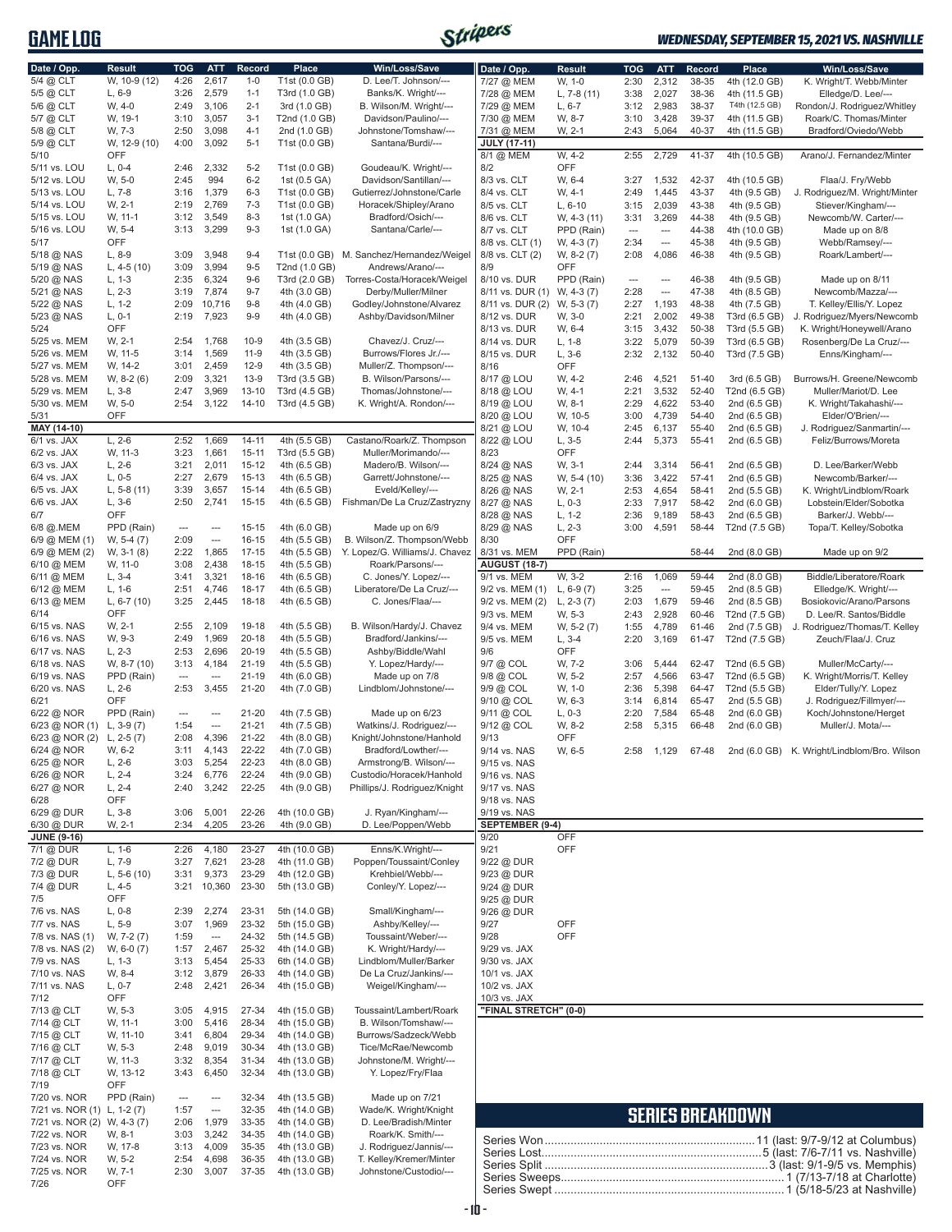# GAME LOG

*WEDNESDAY, SEPTEMBER 15, 2021 VS. NASHVILLE*

| Date / Opp. | Result | TOG | ATT | Record | Place | Win/Loss/Save |
|---|---|---|---|---|---|---|
| 5/4 @ CLT | W, 10-9 (12) | 4:26 | 2,617 | 1-0 | T1st (0.0 GB) | D. Lee/T. Johnson/--- |
| 5/5 @ CLT | L, 6-9 | 3:26 | 2,579 | 1-1 | T3rd (1.0 GB) | Banks/K. Wright/--- |
| 5/6 @ CLT | W, 4-0 | 2:49 | 3,106 | 2-1 | 3rd (1.0 GB) | B. Wilson/M. Wright/--- |
| 5/7 @ CLT | W, 19-1 | 3:10 | 3,057 | 3-1 | T2nd (1.0 GB) | Davidson/Paulino/--- |
| 5/8 @ CLT | W, 7-3 | 2:50 | 3,098 | 4-1 | 2nd (1.0 GB) | Johnstone/Tomshaw/--- |
| 5/9 @ CLT | W, 12-9 (10) | 4:00 | 3,092 | 5-1 | T1st (0.0 GB) | Santana/Burdi/--- |
| 5/10 | OFF | | | | | |
| 5/11 vs. LOU | L, 0-4 | 2:46 | 2,332 | 5-2 | T1st (0.0 GB) | Goudeau/K. Wright/--- |
| 5/12 vs. LOU | W, 5-0 | 2:45 | 994 | 6-2 | 1st (0.5 GA) | Davidson/Santillan/--- |
| 5/13 vs. LOU | L, 7-8 | 3:16 | 1,379 | 6-3 | T1st (0.0 GB) | Gutierrez/Johnstone/Carle |
| 5/14 vs. LOU | W, 2-1 | 2:19 | 2,769 | 7-3 | T1st (0.0 GB) | Horacek/Shipley/Arano |
| 5/15 vs. LOU | W, 11-1 | 3:12 | 3,549 | 8-3 | 1st (1.0 GA) | Bradford/Osich/--- |
| 5/16 vs. LOU | W, 5-4 | 3:13 | 3,299 | 9-3 | 1st (1.0 GA) | Santana/Carle/--- |
| 5/17 | OFF | | | | | |
| 5/18 @ NAS | L, 8-9 | 3:09 | 3,948 | 9-4 | T1st (0.0 GB) | M. Sanchez/Hernandez/Weigel |
| 5/19 @ NAS | L, 4-5 (10) | 3:09 | 3,994 | 9-5 | T2nd (1.0 GB) | Andrews/Arano/--- |
| 5/20 @ NAS | L, 1-3 | 2:35 | 6,324 | 9-6 | T3rd (2.0 GB) | Torres-Costa/Horacek/Weigel |
| 5/21 @ NAS | L, 2-3 | 3:19 | 7,874 | 9-7 | 4th (3.0 GB) | Derby/Muller/Milner |
| 5/22 @ NAS | L, 1-2 | 2:09 | 10,716 | 9-8 | 4th (4.0 GB) | Godley/Johnstone/Alvarez |
| 5/23 @ NAS | L, 0-1 | 2:19 | 7,923 | 9-9 | 4th (4.0 GB) | Ashby/Davidson/Milner |
| 5/24 | OFF | | | | | |
| 5/25 vs. MEM | W, 2-1 | 2:54 | 1,768 | 10-9 | 4th (3.5 GB) | Chavez/J. Cruz/--- |
| 5/26 vs. MEM | W, 11-5 | 3:14 | 1,569 | 11-9 | 4th (3.5 GB) | Burrows/Flores Jr./--- |
| 5/27 vs. MEM | W, 14-2 | 3:01 | 2,459 | 12-9 | 4th (3.5 GB) | Muller/Z. Thompson/--- |
| 5/28 vs. MEM | W, 8-2 (6) | 2:09 | 3,321 | 13-9 | T3rd (3.5 GB) | B. Wilson/Parsons/--- |
| 5/29 vs. MEM | L, 3-8 | 2:47 | 3,969 | 13-10 | T3rd (4.5 GB) | Thomas/Johnstone/--- |
| 5/30 vs. MEM | W, 5-0 | 2:54 | 3,122 | 14-10 | T3rd (4.5 GB) | K. Wright/A. Rondon/--- |
| 5/31 | OFF | | | | | |
| **MAY (14-10)** | | | | | | |
| 6/1 vs. JAX | L, 2-6 | 2:52 | 1,669 | 14-11 | 4th (5.5 GB) | Castano/Roark/Z. Thompson |
| 6/2 vs. JAX | W, 11-3 | 3:23 | 1,661 | 15-11 | T3rd (5.5 GB) | Muller/Morimando/--- |
| 6/3 vs. JAX | L, 2-6 | 3:21 | 2,011 | 15-12 | 4th (6.5 GB) | Madero/B. Wilson/--- |
| 6/4 vs. JAX | L, 0-5 | 2:27 | 2,679 | 15-13 | 4th (6.5 GB) | Garrett/Johnstone/--- |
| 6/5 vs. JAX | L, 5-8 (11) | 3:39 | 3,657 | 15-14 | 4th (6.5 GB) | Eveld/Kelley/--- |
| 6/6 vs. JAX | L, 3-6 | 2:50 | 2,741 | 15-15 | 4th (6.5 GB) | Fishman/De La Cruz/Zastryzny |
| 6/7 | OFF | | | | | |
| 6/8 @ MEM | PPD (Rain) | --- | --- | 15-15 | 4th (6.0 GB) | Made up on 6/9 |
| 6/9 @ MEM (1) | W, 5-4 (7) | 2:09 | --- | 16-15 | 4th (5.5 GB) | B. Wilson/Z. Thompson/Webb |
| 6/9 @ MEM (2) | W, 3-1 (8) | 2:22 | 1,865 | 17-15 | 4th (5.5 GB) | Y. Lopez/G. Williams/J. Chavez |
| 6/10 @ MEM | W, 11-0 | 3:08 | 2,438 | 18-15 | 4th (5.5 GB) | Roark/Parsons/--- |
| 6/11 @ MEM | L, 3-4 | 3:41 | 3,321 | 18-16 | 4th (6.5 GB) | C. Jones/Y. Lopez/--- |
| 6/12 @ MEM | L, 1-6 | 2:51 | 4,746 | 18-17 | 4th (6.5 GB) | Liberatore/De La Cruz/--- |
| 6/13 @ MEM | L, 6-7 (10) | 3:25 | 2,445 | 18-18 | 4th (6.5 GB) | C. Jones/Flaa/--- |
| 6/14 | OFF | | | | | |
| 6/15 vs. NAS | W, 2-1 | 2:55 | 2,109 | 19-18 | 4th (5.5 GB) | B. Wilson/Hardy/J. Chavez |
| 6/16 vs. NAS | W, 9-3 | 2:49 | 1,969 | 20-18 | 4th (5.5 GB) | Bradford/Jankins/--- |
| 6/17 vs. NAS | L, 2-3 | 2:53 | 2,696 | 20-19 | 4th (5.5 GB) | Ashby/Biddle/Wahl |
| 6/18 vs. NAS | W, 8-7 (10) | 3:13 | 4,184 | 21-19 | 4th (5.5 GB) | Y. Lopez/Hardy/--- |
| 6/19 vs. NAS | PPD (Rain) | --- | --- | 21-19 | 4th (6.0 GB) | Made up on 7/8 |
| 6/20 vs. NAS | L, 2-6 | 2:53 | 3,455 | 21-20 | 4th (7.0 GB) | Lindblom/Johnstone/--- |
| 6/21 | OFF | | | | | |
| 6/22 @ NOR | PPD (Rain) | --- | --- | 21-20 | 4th (7.5 GB) | Made up on 6/23 |
| 6/23 @ NOR (1) | L, 3-9 (7) | 1:54 | --- | 21-21 | 4th (7.5 GB) | Watkins/J. Rodriguez/--- |
| 6/23 @ NOR (2) | L, 2-5 (7) | 2:08 | 4,396 | 21-22 | 4th (8.0 GB) | Knight/Johnstone/Hanhold |
| 6/24 @ NOR | W, 6-2 | 3:11 | 4,143 | 22-22 | 4th (7.0 GB) | Bradford/Lowther/--- |
| 6/25 @ NOR | L, 2-6 | 3:03 | 5,254 | 22-23 | 4th (8.0 GB) | Armstrong/B. Wilson/--- |
| 6/26 @ NOR | L, 2-4 | 3:24 | 6,776 | 22-24 | 4th (9.0 GB) | Custodio/Horacek/Hanhold |
| 6/27 @ NOR | L, 2-4 | 2:40 | 3,242 | 22-25 | 4th (9.0 GB) | Phillips/J. Rodriguez/Knight |
| 6/28 | OFF | | | | | |
| 6/29 @ DUR | L, 3-8 | 3:06 | 5,001 | 22-26 | 4th (10.0 GB) | J. Ryan/Kingham/--- |
| 6/30 @ DUR | W, 2-1 | 2:34 | 4,205 | 23-26 | 4th (9.0 GB) | D. Lee/Poppen/Webb |
| **JUNE (9-16)** | | | | | | |
| 7/1 @ DUR | L, 1-6 | 2:26 | 4,180 | 23-27 | 4th (10.0 GB) | Enns/K.Wright/--- |
| 7/2 @ DUR | L, 7-9 | 3:27 | 7,621 | 23-28 | 4th (11.0 GB) | Poppen/Toussaint/Conley |
| 7/3 @ DUR | L, 5-6 (10) | 3:31 | 9,373 | 23-29 | 4th (12.0 GB) | Krehbiel/Webb/--- |
| 7/4 @ DUR | L, 4-5 | 3:21 | 10,360 | 23-30 | 5th (13.0 GB) | Conley/Y. Lopez/--- |
| 7/5 | OFF | | | | | |
| 7/6 vs. NAS | L, 0-8 | 2:39 | 2,274 | 23-31 | 5th (14.0 GB) | Small/Kingham/--- |
| 7/7 vs. NAS | L, 5-9 | 3:07 | 1,969 | 23-32 | 5th (15.0 GB) | Ashby/Kelley/--- |
| 7/8 vs. NAS (1) | W, 7-2 (7) | 1:59 | --- | 24-32 | 5th (14.5 GB) | Toussaint/Weber/--- |
| 7/8 vs. NAS (2) | W, 6-0 (7) | 1:57 | 2,467 | 25-32 | 4th (14.0 GB) | K. Wright/Hardy/--- |
| 7/9 vs. NAS | L, 1-3 | 3:13 | 5,454 | 25-33 | 6th (14.0 GB) | Lindblom/Muller/Barker |
| 7/10 vs. NAS | W, 8-4 | 3:12 | 3,879 | 26-33 | 4th (14.0 GB) | De La Cruz/Jankins/--- |
| 7/11 vs. NAS | L, 0-7 | 2:48 | 2,421 | 26-34 | 4th (15.0 GB) | Weigel/Kingham/--- |
| 7/12 | OFF | | | | | |
| 7/13 @ CLT | W, 5-3 | 3:05 | 4,915 | 27-34 | 4th (15.0 GB) | Toussaint/Lambert/Roark |
| 7/14 @ CLT | W, 11-1 | 3:00 | 5,416 | 28-34 | 4th (15.0 GB) | B. Wilson/Tomshaw/--- |
| 7/15 @ CLT | W, 11-10 | 3:41 | 6,804 | 29-34 | 4th (14.0 GB) | Burrows/Sadzeck/Webb |
| 7/16 @ CLT | W, 5-3 | 2:48 | 9,019 | 30-34 | 4th (13.0 GB) | Tice/McRae/Newcomb |
| 7/17 @ CLT | W, 11-3 | 3:32 | 8,354 | 31-34 | 4th (13.0 GB) | Johnstone/M. Wright/--- |
| 7/18 @ CLT | W, 13-12 | 3:43 | 6,450 | 32-34 | 4th (13.0 GB) | Y. Lopez/Fry/Flaa |
| 7/19 | OFF | | | | | |
| 7/20 vs. NOR | PPD (Rain) | --- | --- | 32-34 | 4th (13.5 GB) | Made up on 7/21 |
| 7/21 vs. NOR (1) | L, 1-2 (7) | 1:57 | --- | 32-35 | 4th (14.0 GB) | Wade/K. Wright/Knight |
| 7/21 vs. NOR (2) | W, 4-3 (7) | 2:06 | 1,979 | 33-35 | 4th (14.0 GB) | D. Lee/Bradish/Minter |
| 7/22 vs. NOR | W, 8-1 | 3:03 | 3,242 | 34-35 | 4th (14.0 GB) | Roark/K. Smith/--- |
| 7/23 vs. NOR | W, 17-8 | 3:13 | 4,009 | 35-35 | 4th (13.0 GB) | J. Rodriguez/Jannis/--- |
| 7/24 vs. NOR | W, 5-2 | 2:54 | 4,698 | 36-35 | 4th (13.0 GB) | T. Kelley/Kremer/Minter |
| 7/25 vs. NOR | W, 7-1 | 2:30 | 3,007 | 37-35 | 4th (13.0 GB) | Johnstone/Custodio/--- |
| 7/26 | OFF | | | | | |
| 7/27 @ MEM | W, 1-0 | 2:30 | 2,312 | 38-35 | 4th (12.0 GB) | K. Wright/T. Webb/Minter |
| 7/28 @ MEM | L, 7-8 (11) | 3:38 | 2,027 | 38-36 | 4th (11.5 GB) | Elledge/D. Lee/--- |
| 7/29 @ MEM | L, 6-7 | 3:12 | 2,983 | 38-37 | T4th (12.5 GB) | Rondon/J. Rodriguez/Whitley |
| 7/30 @ MEM | W, 8-7 | 3:10 | 3,428 | 39-37 | 4th (11.5 GB) | Roark/C. Thomas/Minter |
| 7/31 @ MEM | W, 2-1 | 2:43 | 5,064 | 40-37 | 4th (11.5 GB) | Bradford/Oviedo/Webb |
| **JULY (17-11)** | | | | | | |
| 8/1 @ MEM | W, 4-2 | 2:55 | 2,729 | 41-37 | 4th (10.5 GB) | Arano/J. Fernandez/Minter |
| 8/2 | OFF | | | | | |
| 8/3 vs. CLT | W, 6-4 | 3:27 | 1,532 | 42-37 | 4th (10.5 GB) | Flaa/J. Fry/Webb |
| 8/4 vs. CLT | W, 4-1 | 2:49 | 1,445 | 43-37 | 4th (9.5 GB) | J. Rodriguez/M. Wright/Minter |
| 8/5 vs. CLT | L, 6-10 | 3:15 | 2,039 | 43-38 | 4th (9.5 GB) | Stiever/Kingham/--- |
| 8/6 vs. CLT | W, 4-3 (11) | 3:31 | 3,269 | 44-38 | 4th (9.5 GB) | Newcomb/W. Carter/--- |
| 8/7 vs. CLT | PPD (Rain) | --- | --- | 44-38 | 4th (10.0 GB) | Made up on 8/8 |
| 8/8 vs. CLT (1) | W, 4-3 (7) | 2:34 | --- | 45-38 | 4th (9.5 GB) | Webb/Ramsey/--- |
| 8/8 vs. CLT (2) | W, 8-2 (7) | 2:08 | 4,086 | 46-38 | 4th (9.5 GB) | Roark/Lambert/--- |
| 8/9 | OFF | | | | | |
| 8/10 vs. DUR | PPD (Rain) | --- | --- | 46-38 | 4th (9.5 GB) | Made up on 8/11 |
| 8/11 vs. DUR (1) | W, 4-3 (7) | 2:28 | --- | 47-38 | 4th (8.5 GB) | Newcomb/Mazza/--- |
| 8/11 vs. DUR (2) | W, 5-3 (7) | 2:27 | 1,193 | 48-38 | 4th (7.5 GB) | T. Kelley/Ellis/Y. Lopez |
| 8/12 vs. DUR | W, 3-0 | 2:21 | 2,002 | 49-38 | T3rd (6.5 GB) | J. Rodriguez/Myers/Newcomb |
| 8/13 vs. DUR | W, 6-4 | 3:15 | 3,432 | 50-38 | T3rd (5.5 GB) | K. Wright/Honeywell/Arano |
| 8/14 vs. DUR | L, 1-8 | 3:22 | 5,079 | 50-39 | T3rd (6.5 GB) | Rosenberg/De La Cruz/--- |
| 8/15 vs. DUR | L, 3-6 | 2:32 | 2,132 | 50-40 | T3rd (7.5 GB) | Enns/Kingham/--- |
| 8/16 | OFF | | | | | |
| 8/17 @ LOU | W, 4-2 | 2:46 | 4,521 | 51-40 | 3rd (6.5 GB) | Burrows/H. Greene/Newcomb |
| 8/18 @ LOU | W, 4-1 | 2:21 | 3,532 | 52-40 | T2nd (6.5 GB) | Muller/Mariot/D. Lee |
| 8/19 @ LOU | W, 8-1 | 2:29 | 4,622 | 53-40 | 2nd (6.5 GB) | K. Wright/Takahashi/--- |
| 8/20 @ LOU | W, 10-5 | 3:00 | 4,739 | 54-40 | 2nd (6.5 GB) | Elder/O'Brien/--- |
| 8/21 @ LOU | W, 10-4 | 2:45 | 6,137 | 55-40 | 2nd (6.5 GB) | J. Rodriguez/Sanmartin/--- |
| 8/22 @ LOU | L, 3-5 | 2:44 | 5,373 | 55-41 | 2nd (6.5 GB) | Feliz/Burrows/Moreta |
| 8/23 | OFF | | | | | |
| 8/24 @ NAS | W, 3-1 | 2:44 | 3,314 | 56-41 | 2nd (6.5 GB) | D. Lee/Barker/Webb |
| 8/25 @ NAS | W, 5-4 (10) | 3:36 | 3,422 | 57-41 | 2nd (6.5 GB) | Newcomb/Barker/--- |
| 8/26 @ NAS | W, 2-1 | 2:53 | 4,654 | 58-41 | 2nd (5.5 GB) | K. Wright/Lindblom/Roark |
| 8/27 @ NAS | L, 0-3 | 2:33 | 7,917 | 58-42 | 2nd (6.0 GB) | Lobstein/Elder/Sobotka |
| 8/28 @ NAS | L, 1-2 | 2:36 | 9,189 | 58-43 | 2nd (6.5 GB) | Barker/J. Webb/--- |
| 8/29 @ NAS | L, 2-3 | 3:00 | 4,591 | 58-44 | T2nd (7.5 GB) | Topa/T. Kelley/Sobotka |
| 8/30 | OFF | | | | | |
| 8/31 vs. MEM | PPD (Rain) | | | 58-44 | 2nd (8.0 GB) | Made up on 9/2 |
| **AUGUST (18-7)** | | | | | | |
| 9/1 vs. MEM | W, 3-2 | 2:16 | 1,069 | 59-44 | 2nd (8.0 GB) | Biddle/Liberatore/Roark |
| 9/2 vs. MEM (1) | L, 6-9 (7) | 3:25 | --- | 59-45 | 2nd (8.5 GB) | Elledge/K. Wright/--- |
| 9/2 vs. MEM (2) | L, 2-3 (7) | 2:03 | 1,679 | 59-46 | 2nd (8.5 GB) | Bosiokovic/Arano/Parsons |
| 9/3 vs. MEM | W, 5-3 | 2:43 | 2,928 | 60-46 | T2nd (7.5 GB) | D. Lee/R. Santos/Biddle |
| 9/4 vs. MEM | W, 5-2 (7) | 1:55 | 4,789 | 61-46 | 2nd (7.5 GB) | J. Rodriguez/Thomas/T. Kelley |
| 9/5 vs. MEM | L, 3-4 | 2:20 | 3,169 | 61-47 | T2nd (7.5 GB) | Zeuch/Flaa/J. Cruz |
| 9/6 | OFF | | | | | |
| 9/7 @ COL | W, 7-2 | 3:06 | 5,444 | 62-47 | T2nd (6.5 GB) | Muller/McCarty/--- |
| 9/8 @ COL | W, 5-2 | 2:57 | 4,566 | 63-47 | T2nd (6.5 GB) | K. Wright/Morris/T. Kelley |
| 9/9 @ COL | W, 1-0 | 2:36 | 5,398 | 64-47 | T2nd (5.5 GB) | Elder/Tully/Y. Lopez |
| 9/10 @ COL | W, 6-3 | 3:14 | 6,814 | 65-47 | 2nd (5.5 GB) | J. Rodriguez/Fillmyer/--- |
| 9/11 @ COL | L, 0-3 | 2:20 | 7,584 | 65-48 | 2nd (6.0 GB) | Koch/Johnstone/Herget |
| 9/12 @ COL | W, 8-2 | 2:58 | 5,315 | 66-48 | 2nd (6.0 GB) | Muller/J. Mota/--- |
| 9/13 | OFF | | | | | |
| 9/14 vs. NAS | W, 6-5 | 2:58 | 1,129 | 67-48 | 2nd (6.0 GB) | K. Wright/Lindblom/Bro. Wilson |
| 9/15 vs. NAS | | | | | | |
| 9/16 vs. NAS | | | | | | |
| 9/17 vs. NAS | | | | | | |
| 9/18 vs. NAS | | | | | | |
| 9/19 vs. NAS | | | | | | |
| **SEPTEMBER (9-4)** | | | | | | |
| 9/20 | OFF | | | | | |
| 9/21 | OFF | | | | | |
| 9/22 @ DUR | | | | | | |
| 9/23 @ DUR | | | | | | |
| 9/24 @ DUR | | | | | | |
| 9/25 @ DUR | | | | | | |
| 9/26 @ DUR | | | | | | |
| 9/27 | OFF | | | | | |
| 9/28 | OFF | | | | | |
| 9/29 vs. JAX | | | | | | |
| 9/30 vs. JAX | | | | | | |
| 10/1 vs. JAX | | | | | | |
| 10/2 vs. JAX | | | | | | |
| 10/3 vs. JAX | | | | | | |
| **"FINAL STRETCH" (0-0)** | | | | | | |

## SERIES BREAKDOWN

Series Won......11 (last: 9/7-9/12 at Columbus)
Series Lost......5 (last: 7/6-7/11 vs. Nashville)
Series Split......3 (last: 9/1-9/5 vs. Memphis)
Series Sweeps......1 (7/13-7/18 at Charlotte)
Series Swept......1 (5/18-5/23 at Nashville)